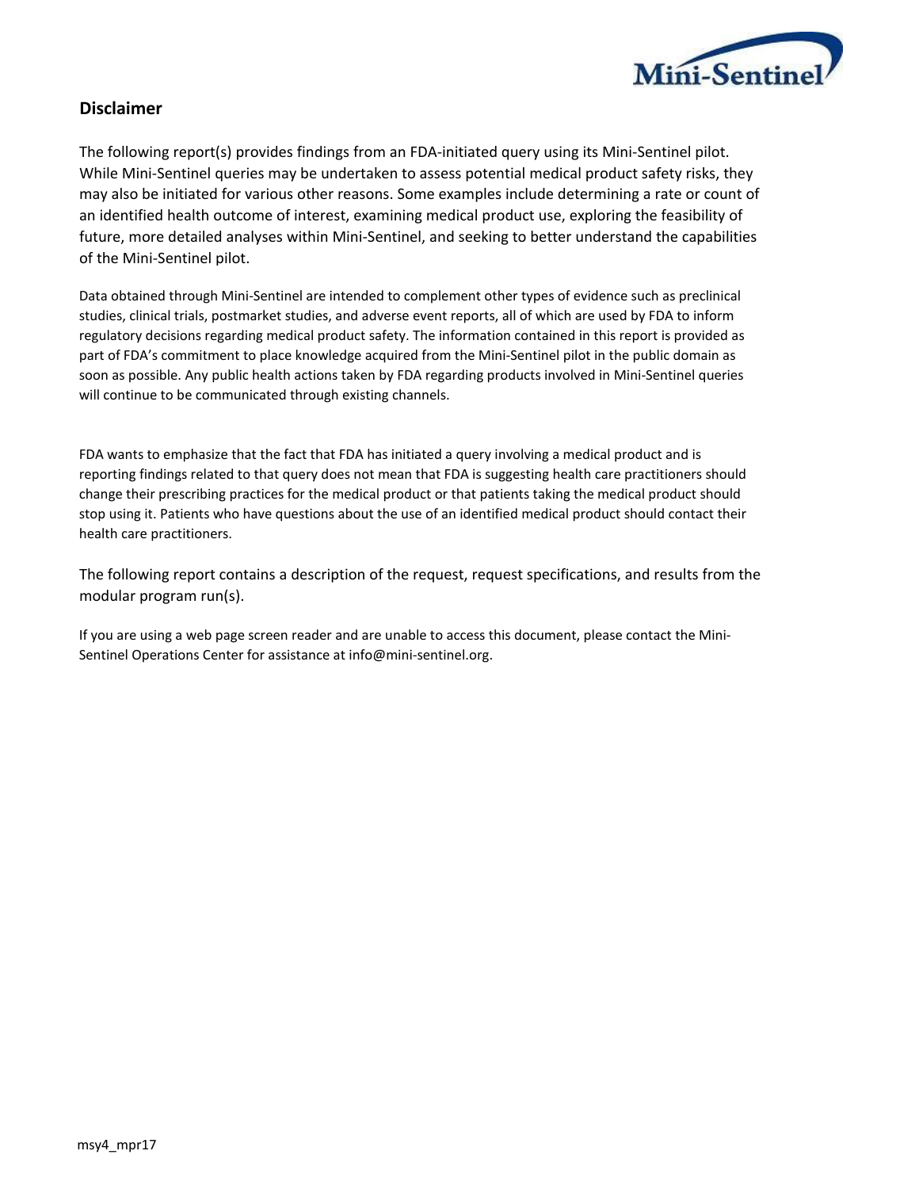## Disclaimer

The following report(s) provides findings from an FDA-initiated query using its Mini-Sentinel pilot. While Mini-Sentinel queries may be undertaken to assess potential medical product safety risks, they may also be initiated for various other reasons. Some examples include determining a rate or count of an identified health outcome of interest, examining medical product use, exploring the feasibility of future, more detailed analyses within Mini-Sentinel, and seeking to better understand the capabilities of the Mini-Sentinel pilot.

Data obtained through Mini-Sentinel are intended to complement other types of evidence such as preclinical studies, clinical trials, postmarket studies, and adverse event reports, all of which are used by FDA to inform regulatory decisions regarding medical product safety. The information contained in this report is provided as part of FDA's commitment to place knowledge acquired from the Mini-Sentinel pilot in the public domain as soon as possible. Any public health actions taken by FDA regarding products involved in Mini-Sentinel queries will continue to be communicated through existing channels.

FDA wants to emphasize that the fact that FDA has initiated a query involving a medical product and is reporting findings related to that query does not mean that FDA is suggesting health care practitioners should change their prescribing practices for the medical product or that patients taking the medical product should stop using it. Patients who have questions about the use of an identified medical product should contact their health care practitioners.

The following report contains a description of the request, request specifications, and results from the modular program run(s).

If you are using a web page screen reader and are unable to access this document, please contact the Mini-Sentinel Operations Center for assistance at info@mini-sentinel.org.

msy4_mpr17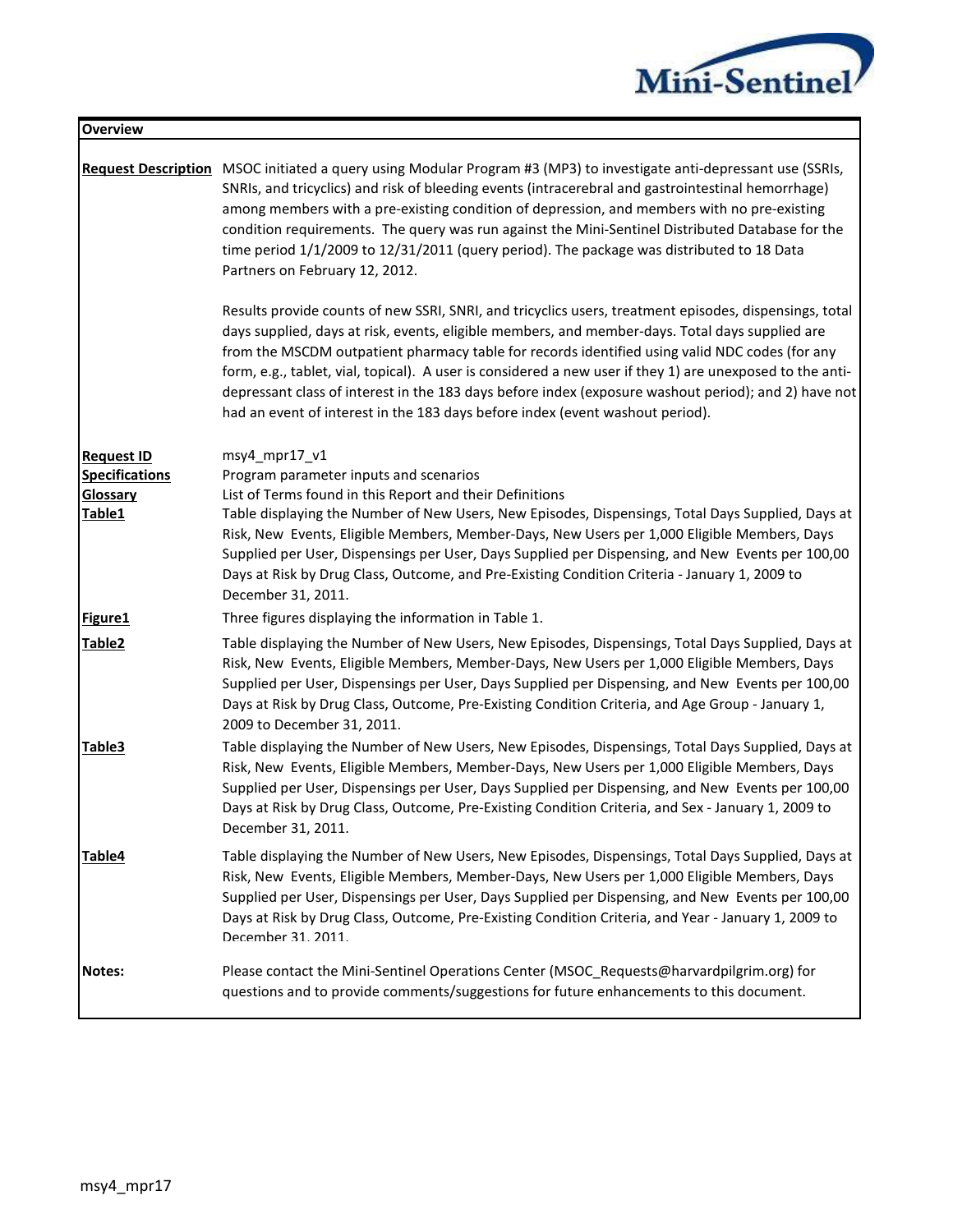| **Overview** | |
|---|---|
| **Request Description** | MSOC initiated a query using Modular Program #3 (MP3) to investigate anti-depressant use (SSRIs, SNRIs, and tricyclics) and risk of bleeding events (intracerebral and gastrointestinal hemorrhage) among members with a pre-existing condition of depression, and members with no pre-existing condition requirements. The query was run against the Mini-Sentinel Distributed Database for the time period 1/1/2009 to 12/31/2011 (query period). The package was distributed to 18 Data Partners on February 12, 2012.<br><br>Results provide counts of new SSRI, SNRI, and tricyclics users, treatment episodes, dispensings, total days supplied, days at risk, events, eligible members, and member-days. Total days supplied are from the MSCDM outpatient pharmacy table for records identified using valid NDC codes (for any form, e.g., tablet, vial, topical). A user is considered a new user if they 1) are unexposed to the anti-depressant class of interest in the 183 days before index (exposure washout period); and 2) have not had an event of interest in the 183 days before index (event washout period). |
| **Request ID** | msy4_mpr17_v1 |
| **Specifications** | Program parameter inputs and scenarios |
| **Glossary** | List of Terms found in this Report and their Definitions |
| **Table1** | Table displaying the Number of New Users, New Episodes, Dispensings, Total Days Supplied, Days at Risk, New Events, Eligible Members, Member-Days, New Users per 1,000 Eligible Members, Days Supplied per User, Dispensings per User, Days Supplied per Dispensing, and New Events per 100,00 Days at Risk by Drug Class, Outcome, and Pre-Existing Condition Criteria - January 1, 2009 to December 31, 2011. |
| **Figure1** | Three figures displaying the information in Table 1. |
| **Table2** | Table displaying the Number of New Users, New Episodes, Dispensings, Total Days Supplied, Days at Risk, New Events, Eligible Members, Member-Days, New Users per 1,000 Eligible Members, Days Supplied per User, Dispensings per User, Days Supplied per Dispensing, and New Events per 100,00 Days at Risk by Drug Class, Outcome, Pre-Existing Condition Criteria, and Age Group - January 1, 2009 to December 31, 2011. |
| **Table3** | Table displaying the Number of New Users, New Episodes, Dispensings, Total Days Supplied, Days at Risk, New Events, Eligible Members, Member-Days, New Users per 1,000 Eligible Members, Days Supplied per User, Dispensings per User, Days Supplied per Dispensing, and New Events per 100,00 Days at Risk by Drug Class, Outcome, Pre-Existing Condition Criteria, and Sex - January 1, 2009 to December 31, 2011. |
| **Table4** | Table displaying the Number of New Users, New Episodes, Dispensings, Total Days Supplied, Days at Risk, New Events, Eligible Members, Member-Days, New Users per 1,000 Eligible Members, Days Supplied per User, Dispensings per User, Days Supplied per Dispensing, and New Events per 100,00 Days at Risk by Drug Class, Outcome, Pre-Existing Condition Criteria, and Year - January 1, 2009 to December 31, 2011. |
| **Notes:** | Please contact the Mini-Sentinel Operations Center (MSOC_Requests@harvardpilgrim.org) for questions and to provide comments/suggestions for future enhancements to this document. |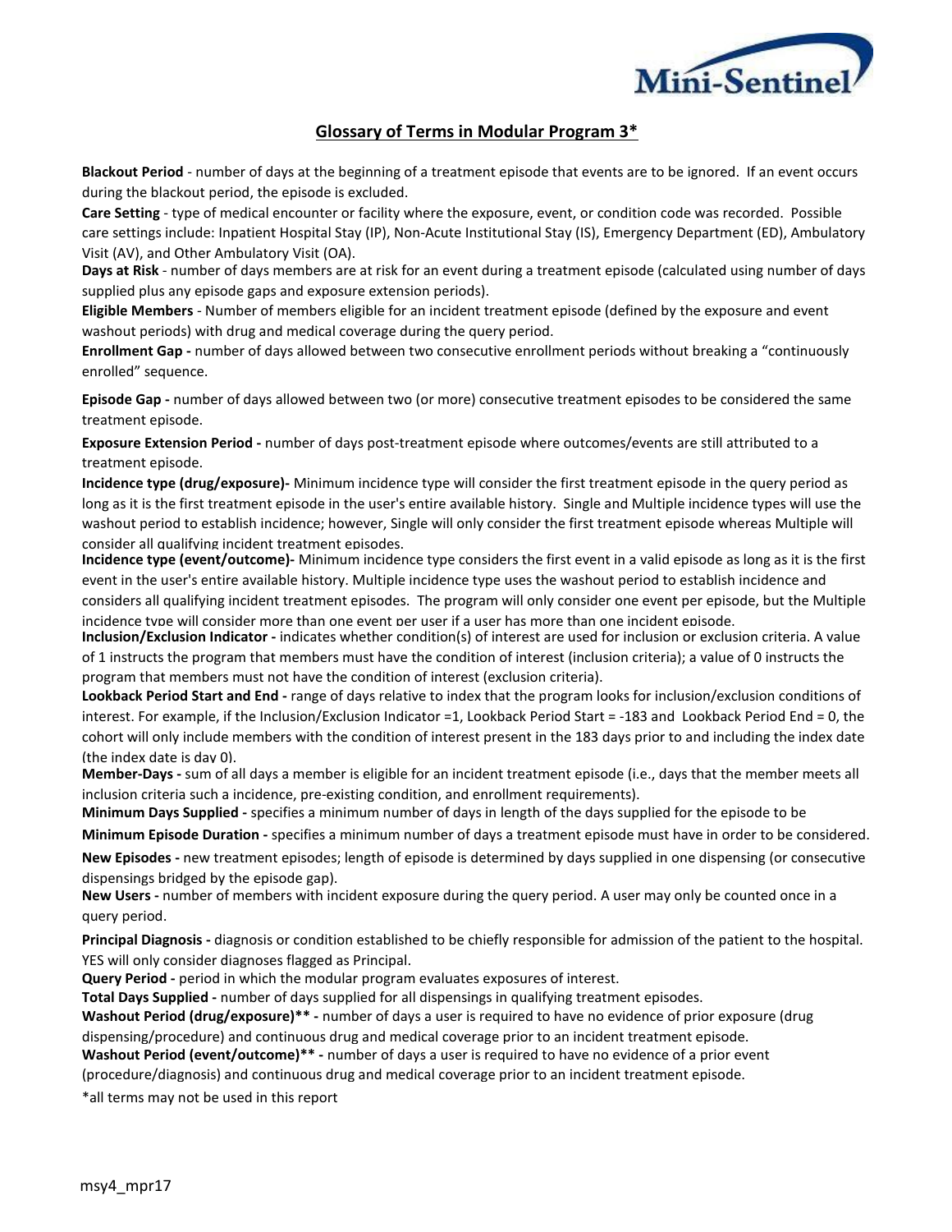## Glossary of Terms in Modular Program 3*

**Blackout Period** - number of days at the beginning of a treatment episode that events are to be ignored. If an event occurs during the blackout period, the episode is excluded.

**Care Setting** - type of medical encounter or facility where the exposure, event, or condition code was recorded. Possible care settings include: Inpatient Hospital Stay (IP), Non-Acute Institutional Stay (IS), Emergency Department (ED), Ambulatory Visit (AV), and Other Ambulatory Visit (OA).

**Days at Risk** - number of days members are at risk for an event during a treatment episode (calculated using number of days supplied plus any episode gaps and exposure extension periods).

**Eligible Members** - Number of members eligible for an incident treatment episode (defined by the exposure and event washout periods) with drug and medical coverage during the query period.

**Enrollment Gap -** number of days allowed between two consecutive enrollment periods without breaking a "continuously enrolled" sequence.

**Episode Gap -** number of days allowed between two (or more) consecutive treatment episodes to be considered the same treatment episode.

**Exposure Extension Period -** number of days post-treatment episode where outcomes/events are still attributed to a treatment episode.

**Incidence type (drug/exposure)-** Minimum incidence type will consider the first treatment episode in the query period as long as it is the first treatment episode in the user's entire available history. Single and Multiple incidence types will use the washout period to establish incidence; however, Single will only consider the first treatment episode whereas Multiple will consider all qualifying incident treatment episodes.

**Incidence type (event/outcome)-** Minimum incidence type considers the first event in a valid episode as long as it is the first event in the user's entire available history. Multiple incidence type uses the washout period to establish incidence and considers all qualifying incident treatment episodes. The program will only consider one event per episode, but the Multiple incidence type will consider more than one event per user if a user has more than one incident episode.

**Inclusion/Exclusion Indicator -** indicates whether condition(s) of interest are used for inclusion or exclusion criteria. A value of 1 instructs the program that members must have the condition of interest (inclusion criteria); a value of 0 instructs the program that members must not have the condition of interest (exclusion criteria).

**Lookback Period Start and End -** range of days relative to index that the program looks for inclusion/exclusion conditions of interest. For example, if the Inclusion/Exclusion Indicator =1, Lookback Period Start = -183 and Lookback Period End = 0, the cohort will only include members with the condition of interest present in the 183 days prior to and including the index date (the index date is day 0).

**Member-Days -** sum of all days a member is eligible for an incident treatment episode (i.e., days that the member meets all inclusion criteria such a incidence, pre-existing condition, and enrollment requirements).

**Minimum Days Supplied -** specifies a minimum number of days in length of the days supplied for the episode to be

**Minimum Episode Duration -** specifies a minimum number of days a treatment episode must have in order to be considered.

**New Episodes -** new treatment episodes; length of episode is determined by days supplied in one dispensing (or consecutive dispensings bridged by the episode gap).

**New Users -** number of members with incident exposure during the query period. A user may only be counted once in a query period.

**Principal Diagnosis -** diagnosis or condition established to be chiefly responsible for admission of the patient to the hospital. YES will only consider diagnoses flagged as Principal.

**Query Period -** period in which the modular program evaluates exposures of interest.

**Total Days Supplied -** number of days supplied for all dispensings in qualifying treatment episodes.

**Washout Period (drug/exposure)** -** number of days a user is required to have no evidence of prior exposure (drug dispensing/procedure) and continuous drug and medical coverage prior to an incident treatment episode.

**Washout Period (event/outcome)** -** number of days a user is required to have no evidence of a prior event (procedure/diagnosis) and continuous drug and medical coverage prior to an incident treatment episode.

*all terms may not be used in this report

msy4_mpr17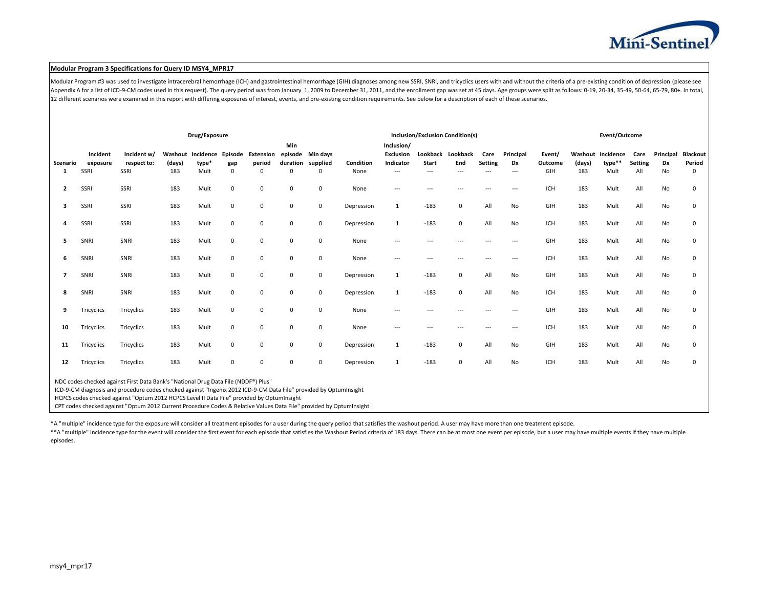## Modular Program 3 Specifications for Query ID MSY4_MPR17

Modular Program #3 was used to investigate intracerebral hemorrhage (ICH) and gastrointestinal hemorrhage (GIH) diagnoses among new SSRI, SNRI, and tricyclics users with and without the criteria of a pre-existing condition of depression (please see Appendix A for a list of ICD-9-CM codes used in this request). The query period was from January 1, 2009 to December 31, 2011, and the enrollment gap was set at 45 days. Age groups were split as follows: 0-19, 20-34, 35-49, 50-64, 65-79, 80+. In total, 12 different scenarios were examined in this report with differing exposures of interest, events, and pre-existing condition requirements. See below for a description of each of these scenarios.

| | Drug/Exposure | | | | | | | | Inclusion/Exclusion Condition(s) | | | | | | Event/Outcome | | | | | |
|---|---|---|---|---|---|---|---|---|---|---|---|---|---|---|---|---|---|---|---|---|
| Scenario | Incident exposure | Incident w/ respect to: | Washout (days) | incidence type* | Episode gap | Extension period | Min episode duration | Min days supplied | Condition | Inclusion/ Exclusion Indicator | Lookback Start | Lookback End | Care Setting | Principal Dx | Event/ Outcome | Washout (days) | incidence type** | Care Setting | Principal Dx | Blackout Period |
| 1 | SSRI | SSRI | 183 | Mult | 0 | 0 | 0 | 0 | None | --- | --- | --- | --- | --- | GIH | 183 | Mult | All | No | 0 |
| 2 | SSRI | SSRI | 183 | Mult | 0 | 0 | 0 | 0 | None | --- | --- | --- | --- | --- | ICH | 183 | Mult | All | No | 0 |
| 3 | SSRI | SSRI | 183 | Mult | 0 | 0 | 0 | 0 | Depression | 1 | -183 | 0 | All | No | GIH | 183 | Mult | All | No | 0 |
| 4 | SSRI | SSRI | 183 | Mult | 0 | 0 | 0 | 0 | Depression | 1 | -183 | 0 | All | No | ICH | 183 | Mult | All | No | 0 |
| 5 | SNRI | SNRI | 183 | Mult | 0 | 0 | 0 | 0 | None | --- | --- | --- | --- | --- | GIH | 183 | Mult | All | No | 0 |
| 6 | SNRI | SNRI | 183 | Mult | 0 | 0 | 0 | 0 | None | --- | --- | --- | --- | --- | ICH | 183 | Mult | All | No | 0 |
| 7 | SNRI | SNRI | 183 | Mult | 0 | 0 | 0 | 0 | Depression | 1 | -183 | 0 | All | No | GIH | 183 | Mult | All | No | 0 |
| 8 | SNRI | SNRI | 183 | Mult | 0 | 0 | 0 | 0 | Depression | 1 | -183 | 0 | All | No | ICH | 183 | Mult | All | No | 0 |
| 9 | Tricyclics | Tricyclics | 183 | Mult | 0 | 0 | 0 | 0 | None | --- | --- | --- | --- | --- | GIH | 183 | Mult | All | No | 0 |
| 10 | Tricyclics | Tricyclics | 183 | Mult | 0 | 0 | 0 | 0 | None | --- | --- | --- | --- | --- | ICH | 183 | Mult | All | No | 0 |
| 11 | Tricyclics | Tricyclics | 183 | Mult | 0 | 0 | 0 | 0 | Depression | 1 | -183 | 0 | All | No | GIH | 183 | Mult | All | No | 0 |
| 12 | Tricyclics | Tricyclics | 183 | Mult | 0 | 0 | 0 | 0 | Depression | 1 | -183 | 0 | All | No | ICH | 183 | Mult | All | No | 0 |

NDC codes checked against First Data Bank's "National Drug Data File (NDDF®) Plus"
ICD-9-CM diagnosis and procedure codes checked against "Ingenix 2012 ICD-9-CM Data File" provided by OptumInsight
HCPCS codes checked against "Optum 2012 HCPCS Level II Data File" provided by OptumInsight
CPT codes checked against "Optum 2012 Current Procedure Codes & Relative Values Data File" provided by OptumInsight

*A "multiple" incidence type for the exposure will consider all treatment episodes for a user during the query period that satisfies the washout period. A user may have more than one treatment episode.

**A "multiple" incidence type for the event will consider the first event for each episode that satisfies the Washout Period criteria of 183 days. There can be at most one event per episode, but a user may have multiple events if they have multiple episodes.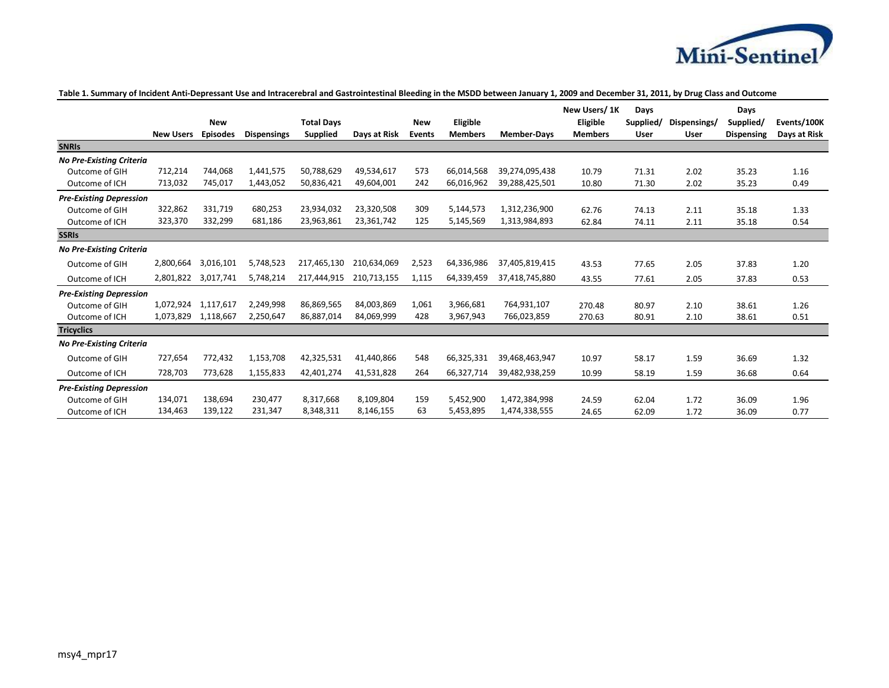**Table 1. Summary of Incident Anti-Depressant Use and Intracerebral and Gastrointestinal Bleeding in the MSDD between January 1, 2009 and December 31, 2011, by Drug Class and Outcome**

| | New Users | New Episodes | Dispensings | Total Days Supplied | Days at Risk | New Events | Eligible Members | Member-Days | New Users/ 1K Eligible Members | Days Supplied/ User | Dispensings/ User | Days Supplied/ Dispensing | Events/100K Days at Risk |
|---|---|---|---|---|---|---|---|---|---|---|---|---|---|
| **SNRIs** | | | | | | | | | | | | | |
| ***No Pre-Existing Criteria*** | | | | | | | | | | | | | |
| Outcome of GIH | 712,214 | 744,068 | 1,441,575 | 50,788,629 | 49,534,617 | 573 | 66,014,568 | 39,274,095,438 | 10.79 | 71.31 | 2.02 | 35.23 | 1.16 |
| Outcome of ICH | 713,032 | 745,017 | 1,443,052 | 50,836,421 | 49,604,001 | 242 | 66,016,962 | 39,288,425,501 | 10.80 | 71.30 | 2.02 | 35.23 | 0.49 |
| ***Pre-Existing Depression*** | | | | | | | | | | | | | |
| Outcome of GIH | 322,862 | 331,719 | 680,253 | 23,934,032 | 23,320,508 | 309 | 5,144,573 | 1,312,236,900 | 62.76 | 74.13 | 2.11 | 35.18 | 1.33 |
| Outcome of ICH | 323,370 | 332,299 | 681,186 | 23,963,861 | 23,361,742 | 125 | 5,145,569 | 1,313,984,893 | 62.84 | 74.11 | 2.11 | 35.18 | 0.54 |
| **SSRIs** | | | | | | | | | | | | | |
| ***No Pre-Existing Criteria*** | | | | | | | | | | | | | |
| Outcome of GIH | 2,800,664 | 3,016,101 | 5,748,523 | 217,465,130 | 210,634,069 | 2,523 | 64,336,986 | 37,405,819,415 | 43.53 | 77.65 | 2.05 | 37.83 | 1.20 |
| Outcome of ICH | 2,801,822 | 3,017,741 | 5,748,214 | 217,444,915 | 210,713,155 | 1,115 | 64,339,459 | 37,418,745,880 | 43.55 | 77.61 | 2.05 | 37.83 | 0.53 |
| ***Pre-Existing Depression*** | | | | | | | | | | | | | |
| Outcome of GIH | 1,072,924 | 1,117,617 | 2,249,998 | 86,869,565 | 84,003,869 | 1,061 | 3,966,681 | 764,931,107 | 270.48 | 80.97 | 2.10 | 38.61 | 1.26 |
| Outcome of ICH | 1,073,829 | 1,118,667 | 2,250,647 | 86,887,014 | 84,069,999 | 428 | 3,967,943 | 766,023,859 | 270.63 | 80.91 | 2.10 | 38.61 | 0.51 |
| **Tricyclics** | | | | | | | | | | | | | |
| ***No Pre-Existing Criteria*** | | | | | | | | | | | | | |
| Outcome of GIH | 727,654 | 772,432 | 1,153,708 | 42,325,531 | 41,440,866 | 548 | 66,325,331 | 39,468,463,947 | 10.97 | 58.17 | 1.59 | 36.69 | 1.32 |
| Outcome of ICH | 728,703 | 773,628 | 1,155,833 | 42,401,274 | 41,531,828 | 264 | 66,327,714 | 39,482,938,259 | 10.99 | 58.19 | 1.59 | 36.68 | 0.64 |
| ***Pre-Existing Depression*** | | | | | | | | | | | | | |
| Outcome of GIH | 134,071 | 138,694 | 230,477 | 8,317,668 | 8,109,804 | 159 | 5,452,900 | 1,472,384,998 | 24.59 | 62.04 | 1.72 | 36.09 | 1.96 |
| Outcome of ICH | 134,463 | 139,122 | 231,347 | 8,348,311 | 8,146,155 | 63 | 5,453,895 | 1,474,338,555 | 24.65 | 62.09 | 1.72 | 36.09 | 0.77 |

msy4_mpr17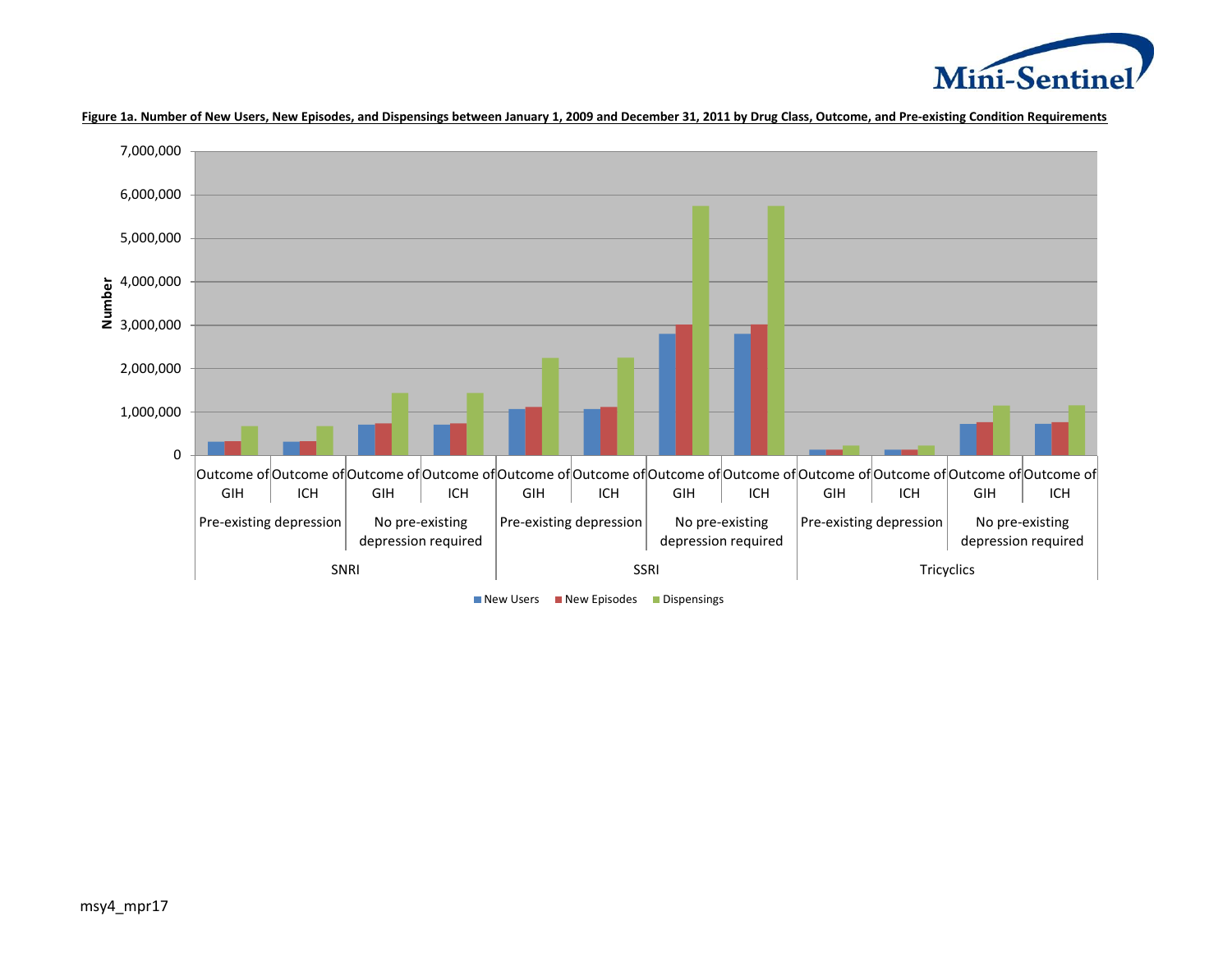**Figure 1a. Number of New Users, New Episodes, and Dispensings between January 1, 2009 and December 31, 2011 by Drug Class, Outcome, and Pre-existing Condition Requirements**

Number

7,000,000
6,000,000
5,000,000
4,000,000
3,000,000
2,000,000
1,000,000
0

| Outcome of GIH | Outcome of ICH | Outcome of GIH | Outcome of ICH | Outcome of GIH | Outcome of ICH | Outcome of GIH | Outcome of ICH | Outcome of GIH | Outcome of ICH | Outcome of GIH | Outcome of ICH |
|---|---|---|---|---|---|---|---|---|---|---|---|
| Pre-existing depression | | No pre-existing depression required | | Pre-existing depression | | No pre-existing depression required | | Pre-existing depression | | No pre-existing depression required | |
| SNRI | | | | SSRI | | | | Tricyclics | | | |

■ New Users ■ New Episodes ■ Dispensings

msy4_mpr17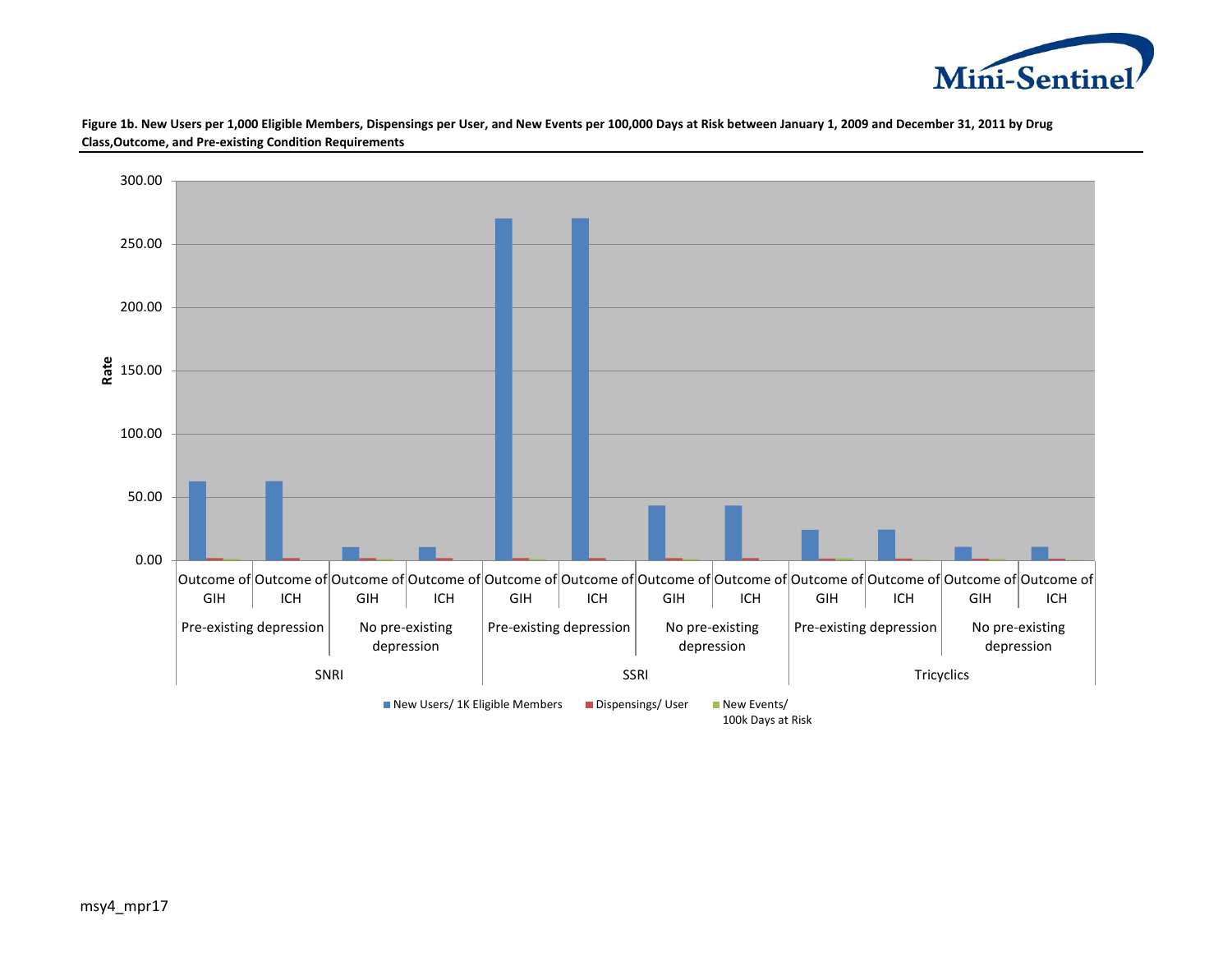**Figure 1b. New Users per 1,000 Eligible Members, Dispensings per User, and New Events per 100,000 Days at Risk between January 1, 2009 and December 31, 2011 by Drug Class,Outcome, and Pre-existing Condition Requirements**

Rate

300.00
250.00
200.00
150.00
100.00
50.00
0.00

| Outcome of GIH | Outcome of ICH | Outcome of GIH | Outcome of ICH | Outcome of GIH | Outcome of ICH | Outcome of GIH | Outcome of ICH | Outcome of GIH | Outcome of ICH | Outcome of GIH | Outcome of ICH |
|---|---|---|---|---|---|---|---|---|---|---|---|
| Pre-existing depression | | No pre-existing depression | | Pre-existing depression | | No pre-existing depression | | Pre-existing depression | | No pre-existing depression | |
| SNRI | | | | SSRI | | | | Tricyclics | | | |

New Users/ 1K Eligible Members | Dispensings/ User | New Events/ 100k Days at Risk

msy4_mpr17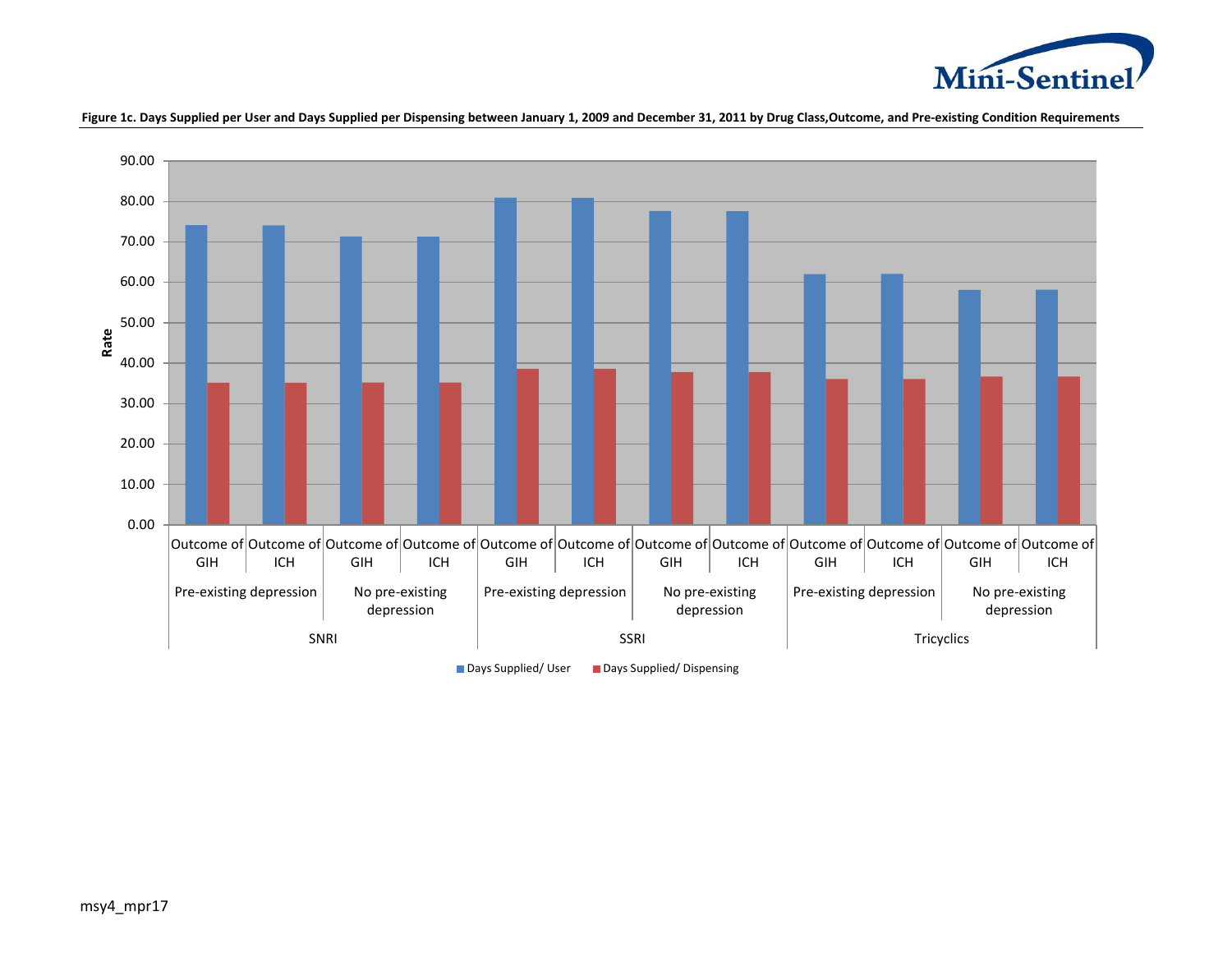**Figure 1c. Days Supplied per User and Days Supplied per Dispensing between January 1, 2009 and December 31, 2011 by Drug Class,Outcome, and Pre-existing Condition Requirements**

| Drug Class | Pre-existing Condition | Outcome | Days Supplied/ User | Days Supplied/ Dispensing |
|---|---|---|---|---|
| SNRI | Pre-existing depression | Outcome of GIH | ~74 | ~35 |
| SNRI | Pre-existing depression | Outcome of ICH | ~74 | ~35 |
| SNRI | No pre-existing depression | Outcome of GIH | ~71 | ~35 |
| SNRI | No pre-existing depression | Outcome of ICH | ~71 | ~35 |
| SSRI | Pre-existing depression | Outcome of GIH | ~81 | ~38.5 |
| SSRI | Pre-existing depression | Outcome of ICH | ~81 | ~38.5 |
| SSRI | No pre-existing depression | Outcome of GIH | ~77.5 | ~37.5 |
| SSRI | No pre-existing depression | Outcome of ICH | ~77.5 | ~37.5 |
| Tricyclics | Pre-existing depression | Outcome of GIH | ~62 | ~36 |
| Tricyclics | Pre-existing depression | Outcome of ICH | ~62 | ~36 |
| Tricyclics | No pre-existing depression | Outcome of GIH | ~58 | ~36.5 |
| Tricyclics | No pre-existing depression | Outcome of ICH | ~58 | ~36.5 |

msy4_mpr17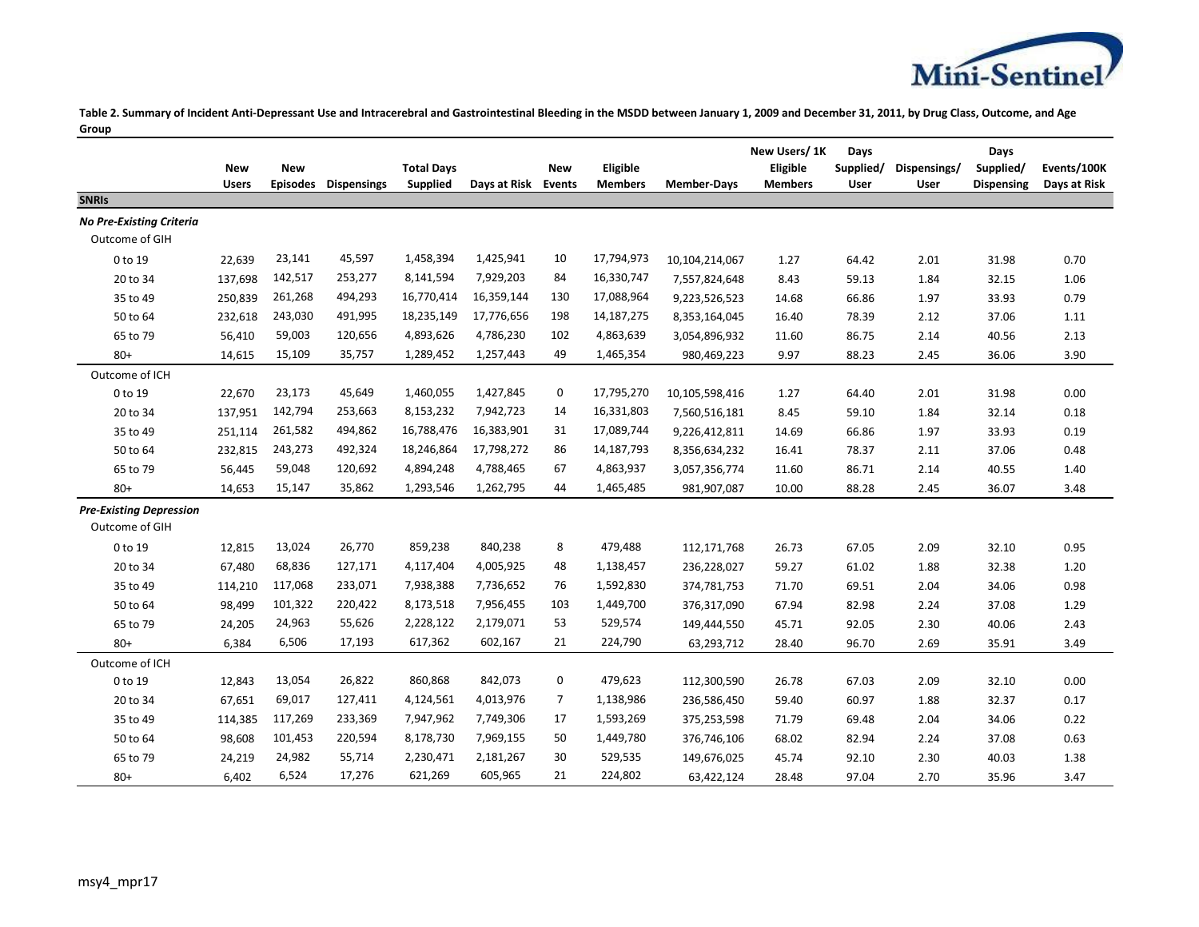**Table 2. Summary of Incident Anti-Depressant Use and Intracerebral and Gastrointestinal Bleeding in the MSDD between January 1, 2009 and December 31, 2011, by Drug Class, Outcome, and Age Group**

| | New Users | New Episodes | Dispensings | Total Days Supplied | Days at Risk | New Events | Eligible Members | Member-Days | New Users/ 1K Eligible Members | Days Supplied/ User | Dispensings/ User | Days Supplied/ Dispensing | Events/100K Days at Risk |
|---|---|---|---|---|---|---|---|---|---|---|---|---|---|
| **SNRIs** | | | | | | | | | | | | | |
| ***No Pre-Existing Criteria*** | | | | | | | | | | | | | |
| Outcome of GIH | | | | | | | | | | | | | |
| 0 to 19 | 22,639 | 23,141 | 45,597 | 1,458,394 | 1,425,941 | 10 | 17,794,973 | 10,104,214,067 | 1.27 | 64.42 | 2.01 | 31.98 | 0.70 |
| 20 to 34 | 137,698 | 142,517 | 253,277 | 8,141,594 | 7,929,203 | 84 | 16,330,747 | 7,557,824,648 | 8.43 | 59.13 | 1.84 | 32.15 | 1.06 |
| 35 to 49 | 250,839 | 261,268 | 494,293 | 16,770,414 | 16,359,144 | 130 | 17,088,964 | 9,223,526,523 | 14.68 | 66.86 | 1.97 | 33.93 | 0.79 |
| 50 to 64 | 232,618 | 243,030 | 491,995 | 18,235,149 | 17,776,656 | 198 | 14,187,275 | 8,353,164,045 | 16.40 | 78.39 | 2.12 | 37.06 | 1.11 |
| 65 to 79 | 56,410 | 59,003 | 120,656 | 4,893,626 | 4,786,230 | 102 | 4,863,639 | 3,054,896,932 | 11.60 | 86.75 | 2.14 | 40.56 | 2.13 |
| 80+ | 14,615 | 15,109 | 35,757 | 1,289,452 | 1,257,443 | 49 | 1,465,354 | 980,469,223 | 9.97 | 88.23 | 2.45 | 36.06 | 3.90 |
| Outcome of ICH | | | | | | | | | | | | | |
| 0 to 19 | 22,670 | 23,173 | 45,649 | 1,460,055 | 1,427,845 | 0 | 17,795,270 | 10,105,598,416 | 1.27 | 64.40 | 2.01 | 31.98 | 0.00 |
| 20 to 34 | 137,951 | 142,794 | 253,663 | 8,153,232 | 7,942,723 | 14 | 16,331,803 | 7,560,516,181 | 8.45 | 59.10 | 1.84 | 32.14 | 0.18 |
| 35 to 49 | 251,114 | 261,582 | 494,862 | 16,788,476 | 16,383,901 | 31 | 17,089,744 | 9,226,412,811 | 14.69 | 66.86 | 1.97 | 33.93 | 0.19 |
| 50 to 64 | 232,815 | 243,273 | 492,324 | 18,246,864 | 17,798,272 | 86 | 14,187,793 | 8,356,634,232 | 16.41 | 78.37 | 2.11 | 37.06 | 0.48 |
| 65 to 79 | 56,445 | 59,048 | 120,692 | 4,894,248 | 4,788,465 | 67 | 4,863,937 | 3,057,356,774 | 11.60 | 86.71 | 2.14 | 40.55 | 1.40 |
| 80+ | 14,653 | 15,147 | 35,862 | 1,293,546 | 1,262,795 | 44 | 1,465,485 | 981,907,087 | 10.00 | 88.28 | 2.45 | 36.07 | 3.48 |
| ***Pre-Existing Depression*** | | | | | | | | | | | | | |
| Outcome of GIH | | | | | | | | | | | | | |
| 0 to 19 | 12,815 | 13,024 | 26,770 | 859,238 | 840,238 | 8 | 479,488 | 112,171,768 | 26.73 | 67.05 | 2.09 | 32.10 | 0.95 |
| 20 to 34 | 67,480 | 68,836 | 127,171 | 4,117,404 | 4,005,925 | 48 | 1,138,457 | 236,228,027 | 59.27 | 61.02 | 1.88 | 32.38 | 1.20 |
| 35 to 49 | 114,210 | 117,068 | 233,071 | 7,938,388 | 7,736,652 | 76 | 1,592,830 | 374,781,753 | 71.70 | 69.51 | 2.04 | 34.06 | 0.98 |
| 50 to 64 | 98,499 | 101,322 | 220,422 | 8,173,518 | 7,956,455 | 103 | 1,449,700 | 376,317,090 | 67.94 | 82.98 | 2.24 | 37.08 | 1.29 |
| 65 to 79 | 24,205 | 24,963 | 55,626 | 2,228,122 | 2,179,071 | 53 | 529,574 | 149,444,550 | 45.71 | 92.05 | 2.30 | 40.06 | 2.43 |
| 80+ | 6,384 | 6,506 | 17,193 | 617,362 | 602,167 | 21 | 224,790 | 63,293,712 | 28.40 | 96.70 | 2.69 | 35.91 | 3.49 |
| Outcome of ICH | | | | | | | | | | | | | |
| 0 to 19 | 12,843 | 13,054 | 26,822 | 860,868 | 842,073 | 0 | 479,623 | 112,300,590 | 26.78 | 67.03 | 2.09 | 32.10 | 0.00 |
| 20 to 34 | 67,651 | 69,017 | 127,411 | 4,124,561 | 4,013,976 | 7 | 1,138,986 | 236,586,450 | 59.40 | 60.97 | 1.88 | 32.37 | 0.17 |
| 35 to 49 | 114,385 | 117,269 | 233,369 | 7,947,962 | 7,749,306 | 17 | 1,593,269 | 375,253,598 | 71.79 | 69.48 | 2.04 | 34.06 | 0.22 |
| 50 to 64 | 98,608 | 101,453 | 220,594 | 8,178,730 | 7,969,155 | 50 | 1,449,780 | 376,746,106 | 68.02 | 82.94 | 2.24 | 37.08 | 0.63 |
| 65 to 79 | 24,219 | 24,982 | 55,714 | 2,230,471 | 2,181,267 | 30 | 529,535 | 149,676,025 | 45.74 | 92.10 | 2.30 | 40.03 | 1.38 |
| 80+ | 6,402 | 6,524 | 17,276 | 621,269 | 605,965 | 21 | 224,802 | 63,422,124 | 28.48 | 97.04 | 2.70 | 35.96 | 3.47 |

msy4_mpr17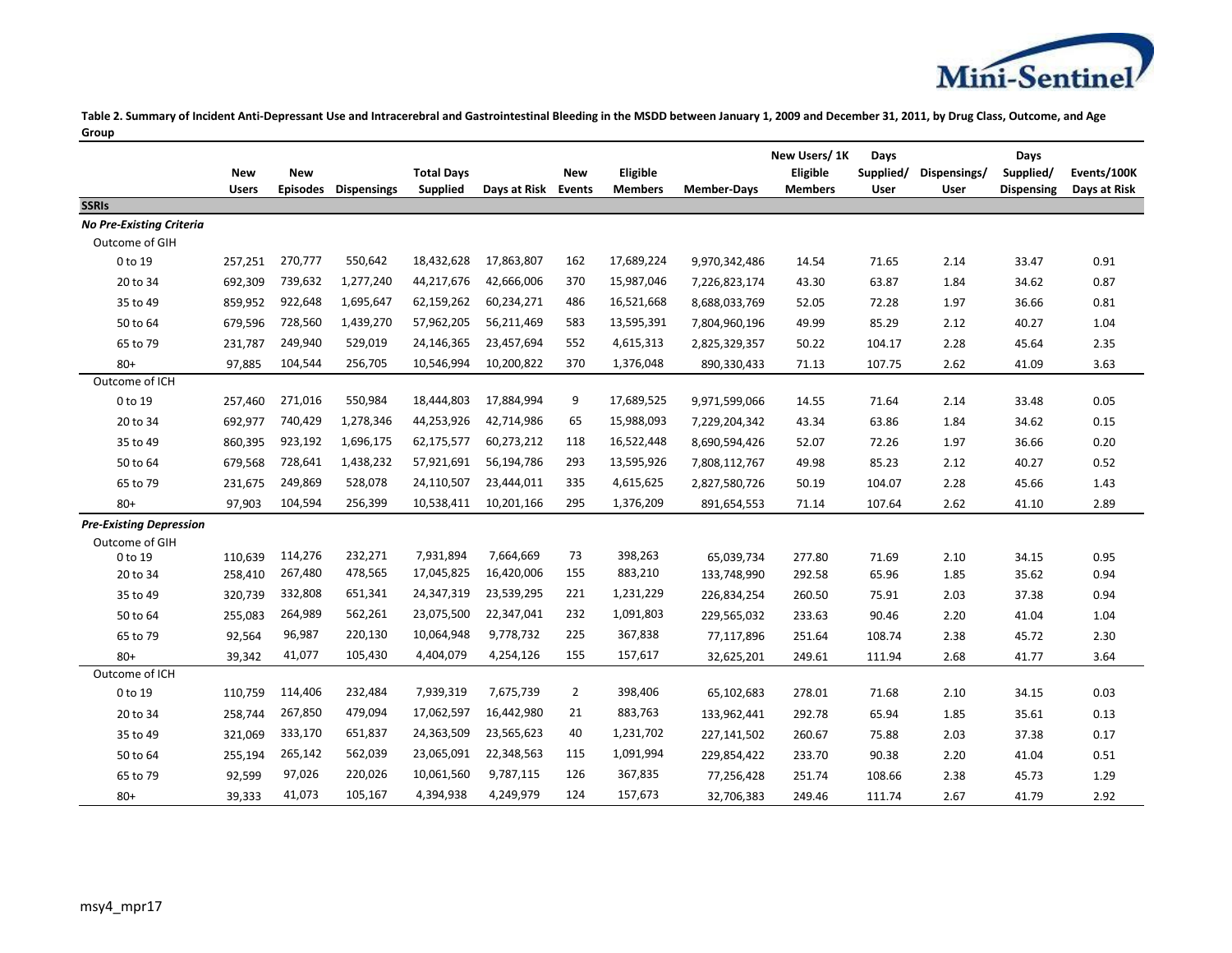**Table 2. Summary of Incident Anti-Depressant Use and Intracerebral and Gastrointestinal Bleeding in the MSDD between January 1, 2009 and December 31, 2011, by Drug Class, Outcome, and Age Group**

| | New Users | New Episodes | Dispensings | Total Days Supplied | Days at Risk | New Events | Eligible Members | Member-Days | New Users/ 1K Eligible Members | Days Supplied/ User | Dispensings/ User | Days Supplied/ Dispensing | Events/100K Days at Risk |
|---|---|---|---|---|---|---|---|---|---|---|---|---|---|
| **SSRIs** | | | | | | | | | | | | | |
| ***No Pre-Existing Criteria*** | | | | | | | | | | | | | |
| Outcome of GIH | | | | | | | | | | | | | |
| 0 to 19 | 257,251 | 270,777 | 550,642 | 18,432,628 | 17,863,807 | 162 | 17,689,224 | 9,970,342,486 | 14.54 | 71.65 | 2.14 | 33.47 | 0.91 |
| 20 to 34 | 692,309 | 739,632 | 1,277,240 | 44,217,676 | 42,666,006 | 370 | 15,987,046 | 7,226,823,174 | 43.30 | 63.87 | 1.84 | 34.62 | 0.87 |
| 35 to 49 | 859,952 | 922,648 | 1,695,647 | 62,159,262 | 60,234,271 | 486 | 16,521,668 | 8,688,033,769 | 52.05 | 72.28 | 1.97 | 36.66 | 0.81 |
| 50 to 64 | 679,596 | 728,560 | 1,439,270 | 57,962,205 | 56,211,469 | 583 | 13,595,391 | 7,804,960,196 | 49.99 | 85.29 | 2.12 | 40.27 | 1.04 |
| 65 to 79 | 231,787 | 249,940 | 529,019 | 24,146,365 | 23,457,694 | 552 | 4,615,313 | 2,825,329,357 | 50.22 | 104.17 | 2.28 | 45.64 | 2.35 |
| 80+ | 97,885 | 104,544 | 256,705 | 10,546,994 | 10,200,822 | 370 | 1,376,048 | 890,330,433 | 71.13 | 107.75 | 2.62 | 41.09 | 3.63 |
| Outcome of ICH | | | | | | | | | | | | | |
| 0 to 19 | 257,460 | 271,016 | 550,984 | 18,444,803 | 17,884,994 | 9 | 17,689,525 | 9,971,599,066 | 14.55 | 71.64 | 2.14 | 33.48 | 0.05 |
| 20 to 34 | 692,977 | 740,429 | 1,278,346 | 44,253,926 | 42,714,986 | 65 | 15,988,093 | 7,229,204,342 | 43.34 | 63.86 | 1.84 | 34.62 | 0.15 |
| 35 to 49 | 860,395 | 923,192 | 1,696,175 | 62,175,577 | 60,273,212 | 118 | 16,522,448 | 8,690,594,426 | 52.07 | 72.26 | 1.97 | 36.66 | 0.20 |
| 50 to 64 | 679,568 | 728,641 | 1,438,232 | 57,921,691 | 56,194,786 | 293 | 13,595,926 | 7,808,112,767 | 49.98 | 85.23 | 2.12 | 40.27 | 0.52 |
| 65 to 79 | 231,675 | 249,869 | 528,078 | 24,110,507 | 23,444,011 | 335 | 4,615,625 | 2,827,580,726 | 50.19 | 104.07 | 2.28 | 45.66 | 1.43 |
| 80+ | 97,903 | 104,594 | 256,399 | 10,538,411 | 10,201,166 | 295 | 1,376,209 | 891,654,553 | 71.14 | 107.64 | 2.62 | 41.10 | 2.89 |
| ***Pre-Existing Depression*** | | | | | | | | | | | | | |
| Outcome of GIH | | | | | | | | | | | | | |
| 0 to 19 | 110,639 | 114,276 | 232,271 | 7,931,894 | 7,664,669 | 73 | 398,263 | 65,039,734 | 277.80 | 71.69 | 2.10 | 34.15 | 0.95 |
| 20 to 34 | 258,410 | 267,480 | 478,565 | 17,045,825 | 16,420,006 | 155 | 883,210 | 133,748,990 | 292.58 | 65.96 | 1.85 | 35.62 | 0.94 |
| 35 to 49 | 320,739 | 332,808 | 651,341 | 24,347,319 | 23,539,295 | 221 | 1,231,229 | 226,834,254 | 260.50 | 75.91 | 2.03 | 37.38 | 0.94 |
| 50 to 64 | 255,083 | 264,989 | 562,261 | 23,075,500 | 22,347,041 | 232 | 1,091,803 | 229,565,032 | 233.63 | 90.46 | 2.20 | 41.04 | 1.04 |
| 65 to 79 | 92,564 | 96,987 | 220,130 | 10,064,948 | 9,778,732 | 225 | 367,838 | 77,117,896 | 251.64 | 108.74 | 2.38 | 45.72 | 2.30 |
| 80+ | 39,342 | 41,077 | 105,430 | 4,404,079 | 4,254,126 | 155 | 157,617 | 32,625,201 | 249.61 | 111.94 | 2.68 | 41.77 | 3.64 |
| Outcome of ICH | | | | | | | | | | | | | |
| 0 to 19 | 110,759 | 114,406 | 232,484 | 7,939,319 | 7,675,739 | 2 | 398,406 | 65,102,683 | 278.01 | 71.68 | 2.10 | 34.15 | 0.03 |
| 20 to 34 | 258,744 | 267,850 | 479,094 | 17,062,597 | 16,442,980 | 21 | 883,763 | 133,962,441 | 292.78 | 65.94 | 1.85 | 35.61 | 0.13 |
| 35 to 49 | 321,069 | 333,170 | 651,837 | 24,363,509 | 23,565,623 | 40 | 1,231,702 | 227,141,502 | 260.67 | 75.88 | 2.03 | 37.38 | 0.17 |
| 50 to 64 | 255,194 | 265,142 | 562,039 | 23,065,091 | 22,348,563 | 115 | 1,091,994 | 229,854,422 | 233.70 | 90.38 | 2.20 | 41.04 | 0.51 |
| 65 to 79 | 92,599 | 97,026 | 220,026 | 10,061,560 | 9,787,115 | 126 | 367,835 | 77,256,428 | 251.74 | 108.66 | 2.38 | 45.73 | 1.29 |
| 80+ | 39,333 | 41,073 | 105,167 | 4,394,938 | 4,249,979 | 124 | 157,673 | 32,706,383 | 249.46 | 111.74 | 2.67 | 41.79 | 2.92 |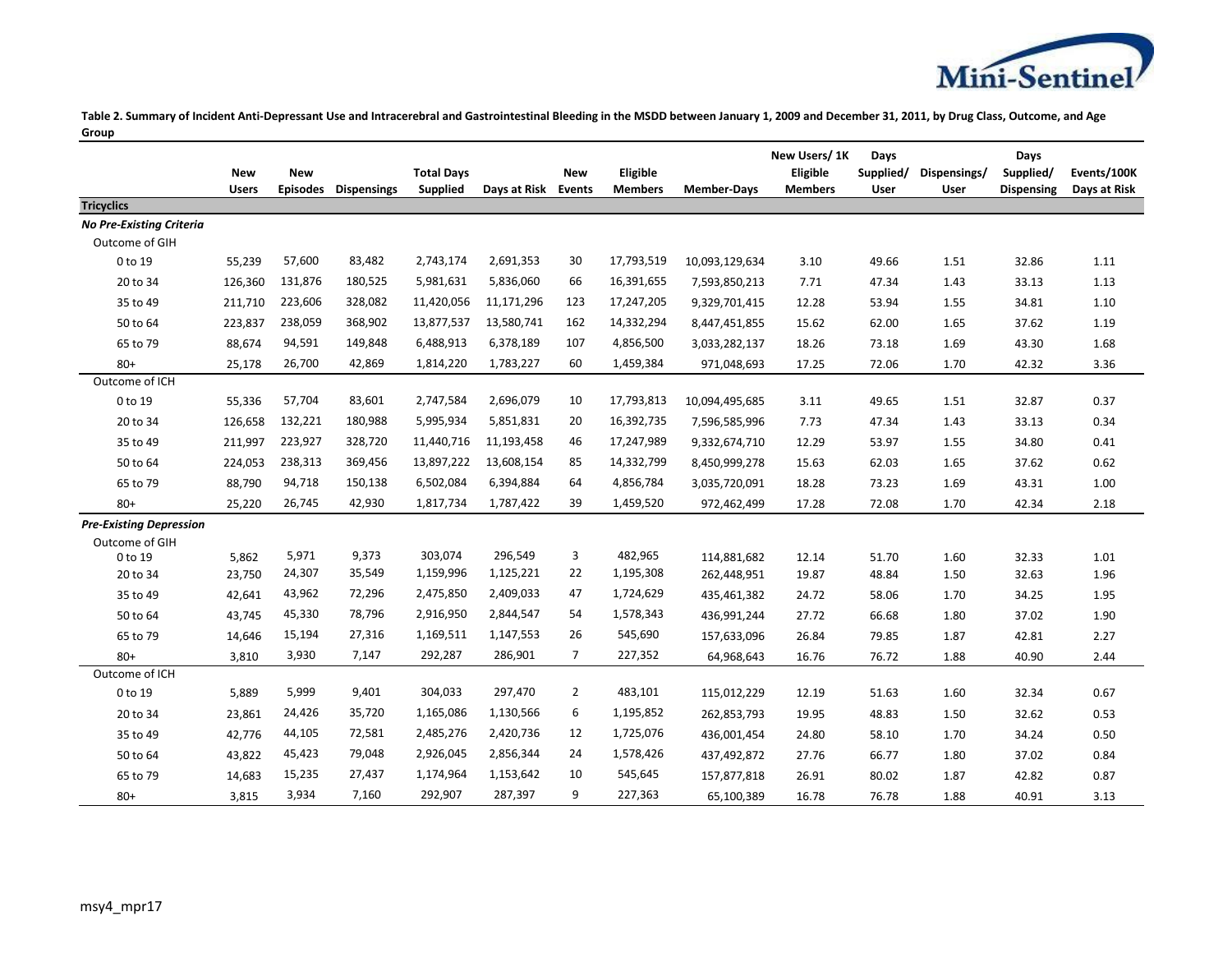**Table 2. Summary of Incident Anti-Depressant Use and Intracerebral and Gastrointestinal Bleeding in the MSDD between January 1, 2009 and December 31, 2011, by Drug Class, Outcome, and Age Group**

| | New Users | New Episodes | Dispensings | Total Days Supplied | Days at Risk | New Events | Eligible Members | Member-Days | New Users/ 1K Eligible Members | Days Supplied/ User | Dispensings/ User | Days Supplied/ Dispensing | Events/100K Days at Risk |
|---|---|---|---|---|---|---|---|---|---|---|---|---|---|
| **Tricyclics** | | | | | | | | | | | | | |
| ***No Pre-Existing Criteria*** | | | | | | | | | | | | | |
| Outcome of GIH | | | | | | | | | | | | | |
| 0 to 19 | 55,239 | 57,600 | 83,482 | 2,743,174 | 2,691,353 | 30 | 17,793,519 | 10,093,129,634 | 3.10 | 49.66 | 1.51 | 32.86 | 1.11 |
| 20 to 34 | 126,360 | 131,876 | 180,525 | 5,981,631 | 5,836,060 | 66 | 16,391,655 | 7,593,850,213 | 7.71 | 47.34 | 1.43 | 33.13 | 1.13 |
| 35 to 49 | 211,710 | 223,606 | 328,082 | 11,420,056 | 11,171,296 | 123 | 17,247,205 | 9,329,701,415 | 12.28 | 53.94 | 1.55 | 34.81 | 1.10 |
| 50 to 64 | 223,837 | 238,059 | 368,902 | 13,877,537 | 13,580,741 | 162 | 14,332,294 | 8,447,451,855 | 15.62 | 62.00 | 1.65 | 37.62 | 1.19 |
| 65 to 79 | 88,674 | 94,591 | 149,848 | 6,488,913 | 6,378,189 | 107 | 4,856,500 | 3,033,282,137 | 18.26 | 73.18 | 1.69 | 43.30 | 1.68 |
| 80+ | 25,178 | 26,700 | 42,869 | 1,814,220 | 1,783,227 | 60 | 1,459,384 | 971,048,693 | 17.25 | 72.06 | 1.70 | 42.32 | 3.36 |
| Outcome of ICH | | | | | | | | | | | | | |
| 0 to 19 | 55,336 | 57,704 | 83,601 | 2,747,584 | 2,696,079 | 10 | 17,793,813 | 10,094,495,685 | 3.11 | 49.65 | 1.51 | 32.87 | 0.37 |
| 20 to 34 | 126,658 | 132,221 | 180,988 | 5,995,934 | 5,851,831 | 20 | 16,392,735 | 7,596,585,996 | 7.73 | 47.34 | 1.43 | 33.13 | 0.34 |
| 35 to 49 | 211,997 | 223,927 | 328,720 | 11,440,716 | 11,193,458 | 46 | 17,247,989 | 9,332,674,710 | 12.29 | 53.97 | 1.55 | 34.80 | 0.41 |
| 50 to 64 | 224,053 | 238,313 | 369,456 | 13,897,222 | 13,608,154 | 85 | 14,332,799 | 8,450,999,278 | 15.63 | 62.03 | 1.65 | 37.62 | 0.62 |
| 65 to 79 | 88,790 | 94,718 | 150,138 | 6,502,084 | 6,394,884 | 64 | 4,856,784 | 3,035,720,091 | 18.28 | 73.23 | 1.69 | 43.31 | 1.00 |
| 80+ | 25,220 | 26,745 | 42,930 | 1,817,734 | 1,787,422 | 39 | 1,459,520 | 972,462,499 | 17.28 | 72.08 | 1.70 | 42.34 | 2.18 |
| ***Pre-Existing Depression*** | | | | | | | | | | | | | |
| Outcome of GIH | | | | | | | | | | | | | |
| 0 to 19 | 5,862 | 5,971 | 9,373 | 303,074 | 296,549 | 3 | 482,965 | 114,881,682 | 12.14 | 51.70 | 1.60 | 32.33 | 1.01 |
| 20 to 34 | 23,750 | 24,307 | 35,549 | 1,159,996 | 1,125,221 | 22 | 1,195,308 | 262,448,951 | 19.87 | 48.84 | 1.50 | 32.63 | 1.96 |
| 35 to 49 | 42,641 | 43,962 | 72,296 | 2,475,850 | 2,409,033 | 47 | 1,724,629 | 435,461,382 | 24.72 | 58.06 | 1.70 | 34.25 | 1.95 |
| 50 to 64 | 43,745 | 45,330 | 78,796 | 2,916,950 | 2,844,547 | 54 | 1,578,343 | 436,991,244 | 27.72 | 66.68 | 1.80 | 37.02 | 1.90 |
| 65 to 79 | 14,646 | 15,194 | 27,316 | 1,169,511 | 1,147,553 | 26 | 545,690 | 157,633,096 | 26.84 | 79.85 | 1.87 | 42.81 | 2.27 |
| 80+ | 3,810 | 3,930 | 7,147 | 292,287 | 286,901 | 7 | 227,352 | 64,968,643 | 16.76 | 76.72 | 1.88 | 40.90 | 2.44 |
| Outcome of ICH | | | | | | | | | | | | | |
| 0 to 19 | 5,889 | 5,999 | 9,401 | 304,033 | 297,470 | 2 | 483,101 | 115,012,229 | 12.19 | 51.63 | 1.60 | 32.34 | 0.67 |
| 20 to 34 | 23,861 | 24,426 | 35,720 | 1,165,086 | 1,130,566 | 6 | 1,195,852 | 262,853,793 | 19.95 | 48.83 | 1.50 | 32.62 | 0.53 |
| 35 to 49 | 42,776 | 44,105 | 72,581 | 2,485,276 | 2,420,736 | 12 | 1,725,076 | 436,001,454 | 24.80 | 58.10 | 1.70 | 34.24 | 0.50 |
| 50 to 64 | 43,822 | 45,423 | 79,048 | 2,926,045 | 2,856,344 | 24 | 1,578,426 | 437,492,872 | 27.76 | 66.77 | 1.80 | 37.02 | 0.84 |
| 65 to 79 | 14,683 | 15,235 | 27,437 | 1,174,964 | 1,153,642 | 10 | 545,645 | 157,877,818 | 26.91 | 80.02 | 1.87 | 42.82 | 0.87 |
| 80+ | 3,815 | 3,934 | 7,160 | 292,907 | 287,397 | 9 | 227,363 | 65,100,389 | 16.78 | 76.78 | 1.88 | 40.91 | 3.13 |

msy4_mpr17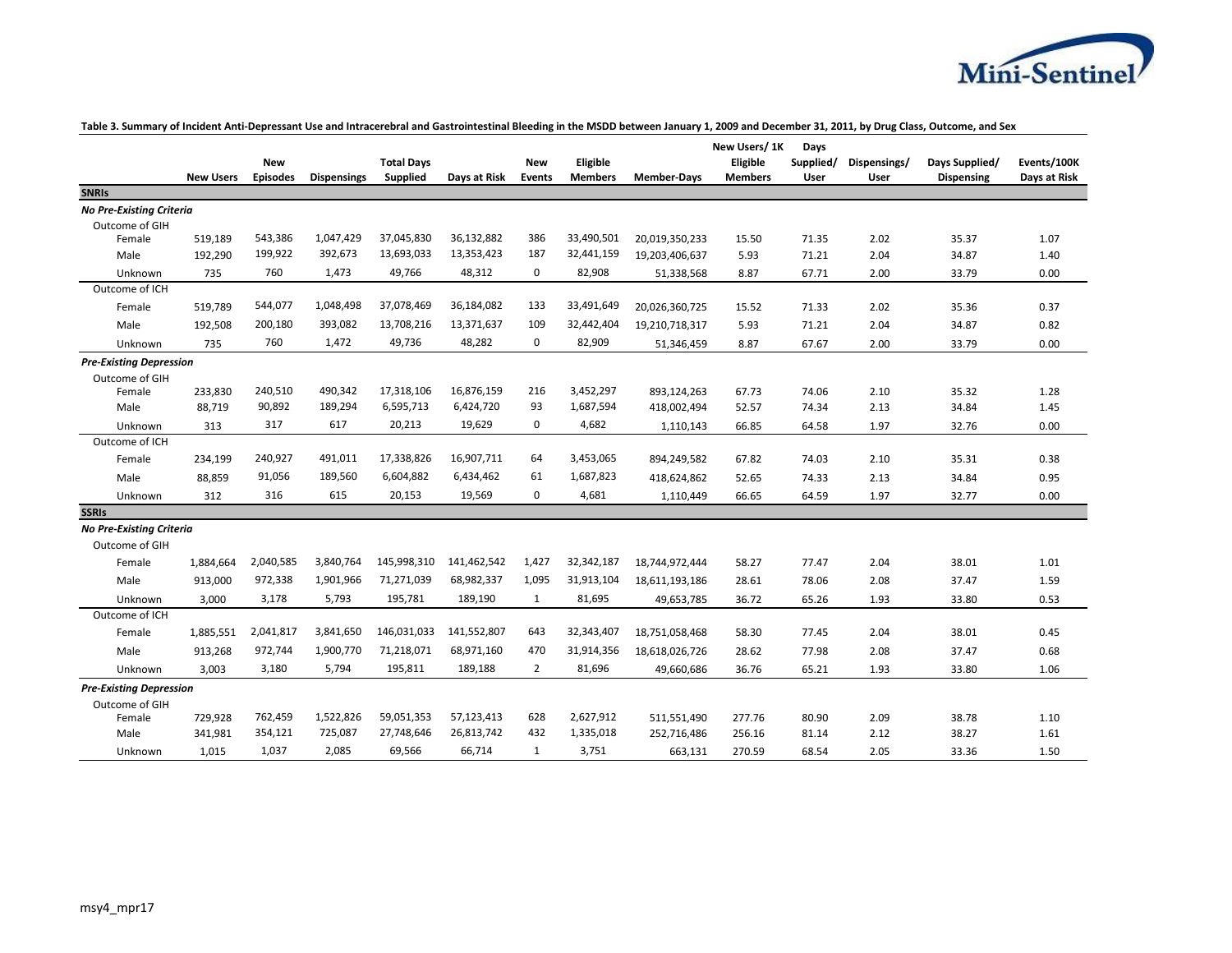**Table 3. Summary of Incident Anti-Depressant Use and Intracerebral and Gastrointestinal Bleeding in the MSDD between January 1, 2009 and December 31, 2011, by Drug Class, Outcome, and Sex**

| | New Users | New Episodes | Dispensings | Total Days Supplied | Days at Risk | New Events | Eligible Members | Member-Days | New Users/ 1K Eligible Members | Days Supplied/ User | Dispensings/ User | Days Supplied/ Dispensing | Events/100K Days at Risk |
|---|---|---|---|---|---|---|---|---|---|---|---|---|---|
| **SNRIs** | | | | | | | | | | | | | |
| ***No Pre-Existing Criteria*** | | | | | | | | | | | | | |
| Outcome of GIH | | | | | | | | | | | | | |
| Female | 519,189 | 543,386 | 1,047,429 | 37,045,830 | 36,132,882 | 386 | 33,490,501 | 20,019,350,233 | 15.50 | 71.35 | 2.02 | 35.37 | 1.07 |
| Male | 192,290 | 199,922 | 392,673 | 13,693,033 | 13,353,423 | 187 | 32,441,159 | 19,203,406,637 | 5.93 | 71.21 | 2.04 | 34.87 | 1.40 |
| Unknown | 735 | 760 | 1,473 | 49,766 | 48,312 | 0 | 82,908 | 51,338,568 | 8.87 | 67.71 | 2.00 | 33.79 | 0.00 |
| Outcome of ICH | | | | | | | | | | | | | |
| Female | 519,789 | 544,077 | 1,048,498 | 37,078,469 | 36,184,082 | 133 | 33,491,649 | 20,026,360,725 | 15.52 | 71.33 | 2.02 | 35.36 | 0.37 |
| Male | 192,508 | 200,180 | 393,082 | 13,708,216 | 13,371,637 | 109 | 32,442,404 | 19,210,718,317 | 5.93 | 71.21 | 2.04 | 34.87 | 0.82 |
| Unknown | 735 | 760 | 1,472 | 49,736 | 48,282 | 0 | 82,909 | 51,346,459 | 8.87 | 67.67 | 2.00 | 33.79 | 0.00 |
| ***Pre-Existing Depression*** | | | | | | | | | | | | | |
| Outcome of GIH | | | | | | | | | | | | | |
| Female | 233,830 | 240,510 | 490,342 | 17,318,106 | 16,876,159 | 216 | 3,452,297 | 893,124,263 | 67.73 | 74.06 | 2.10 | 35.32 | 1.28 |
| Male | 88,719 | 90,892 | 189,294 | 6,595,713 | 6,424,720 | 93 | 1,687,594 | 418,002,494 | 52.57 | 74.34 | 2.13 | 34.84 | 1.45 |
| Unknown | 313 | 317 | 617 | 20,213 | 19,629 | 0 | 4,682 | 1,110,143 | 66.85 | 64.58 | 1.97 | 32.76 | 0.00 |
| Outcome of ICH | | | | | | | | | | | | | |
| Female | 234,199 | 240,927 | 491,011 | 17,338,826 | 16,907,711 | 64 | 3,453,065 | 894,249,582 | 67.82 | 74.03 | 2.10 | 35.31 | 0.38 |
| Male | 88,859 | 91,056 | 189,560 | 6,604,882 | 6,434,462 | 61 | 1,687,823 | 418,624,862 | 52.65 | 74.33 | 2.13 | 34.84 | 0.95 |
| Unknown | 312 | 316 | 615 | 20,153 | 19,569 | 0 | 4,681 | 1,110,449 | 66.65 | 64.59 | 1.97 | 32.77 | 0.00 |
| **SSRIs** | | | | | | | | | | | | | |
| ***No Pre-Existing Criteria*** | | | | | | | | | | | | | |
| Outcome of GIH | | | | | | | | | | | | | |
| Female | 1,884,664 | 2,040,585 | 3,840,764 | 145,998,310 | 141,462,542 | 1,427 | 32,342,187 | 18,744,972,444 | 58.27 | 77.47 | 2.04 | 38.01 | 1.01 |
| Male | 913,000 | 972,338 | 1,901,966 | 71,271,039 | 68,982,337 | 1,095 | 31,913,104 | 18,611,193,186 | 28.61 | 78.06 | 2.08 | 37.47 | 1.59 |
| Unknown | 3,000 | 3,178 | 5,793 | 195,781 | 189,190 | 1 | 81,695 | 49,653,785 | 36.72 | 65.26 | 1.93 | 33.80 | 0.53 |
| Outcome of ICH | | | | | | | | | | | | | |
| Female | 1,885,551 | 2,041,817 | 3,841,650 | 146,031,033 | 141,552,807 | 643 | 32,343,407 | 18,751,058,468 | 58.30 | 77.45 | 2.04 | 38.01 | 0.45 |
| Male | 913,268 | 972,744 | 1,900,770 | 71,218,071 | 68,971,160 | 470 | 31,914,356 | 18,618,026,726 | 28.62 | 77.98 | 2.08 | 37.47 | 0.68 |
| Unknown | 3,003 | 3,180 | 5,794 | 195,811 | 189,188 | 2 | 81,696 | 49,660,686 | 36.76 | 65.21 | 1.93 | 33.80 | 1.06 |
| ***Pre-Existing Depression*** | | | | | | | | | | | | | |
| Outcome of GIH | | | | | | | | | | | | | |
| Female | 729,928 | 762,459 | 1,522,826 | 59,051,353 | 57,123,413 | 628 | 2,627,912 | 511,551,490 | 277.76 | 80.90 | 2.09 | 38.78 | 1.10 |
| Male | 341,981 | 354,121 | 725,087 | 27,748,646 | 26,813,742 | 432 | 1,335,018 | 252,716,486 | 256.16 | 81.14 | 2.12 | 38.27 | 1.61 |
| Unknown | 1,015 | 1,037 | 2,085 | 69,566 | 66,714 | 1 | 3,751 | 663,131 | 270.59 | 68.54 | 2.05 | 33.36 | 1.50 |

msy4_mpr17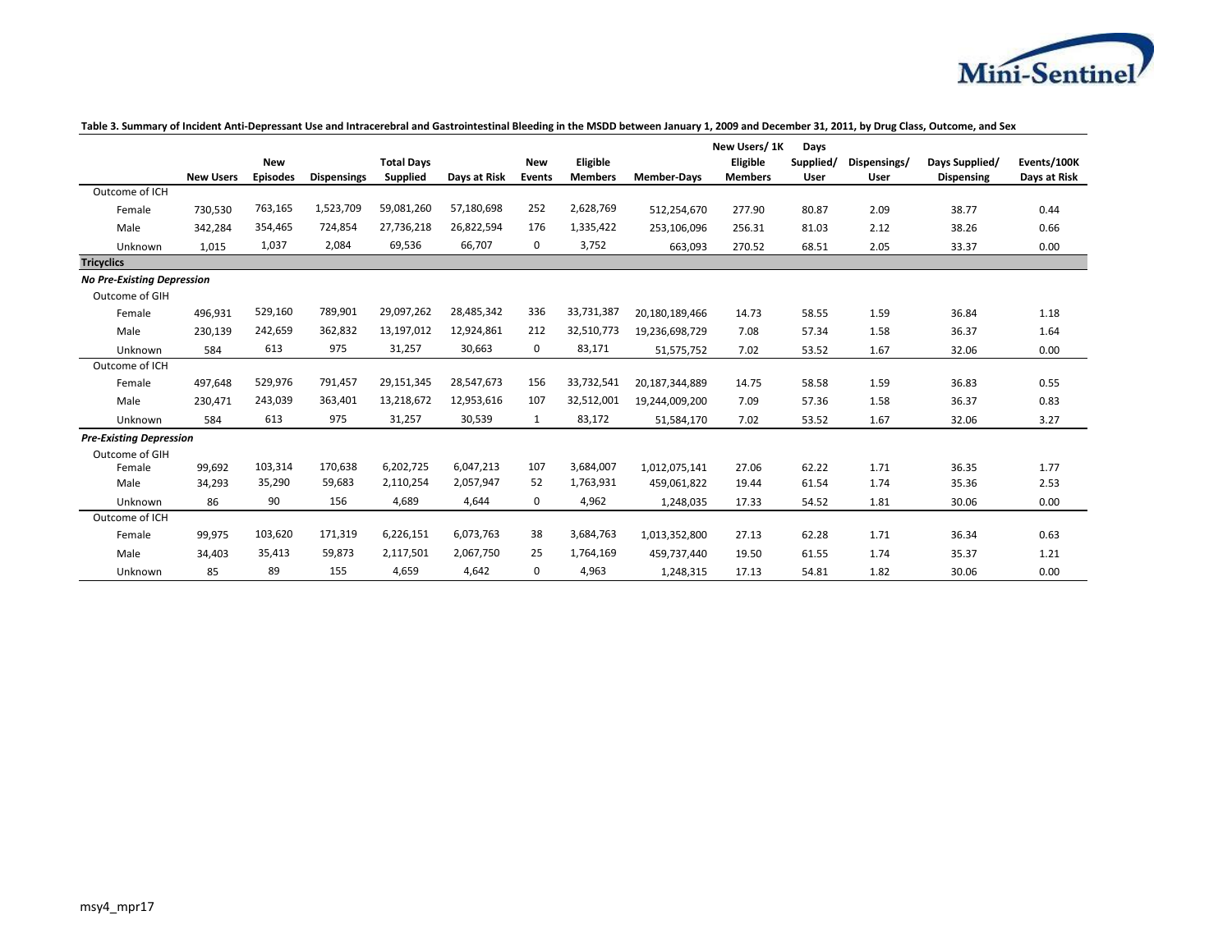**Table 3. Summary of Incident Anti-Depressant Use and Intracerebral and Gastrointestinal Bleeding in the MSDD between January 1, 2009 and December 31, 2011, by Drug Class, Outcome, and Sex**

| | New Users | New Episodes | Dispensings | Total Days Supplied | Days at Risk | New Events | Eligible Members | Member-Days | New Users/ 1K Eligible Members | Days Supplied/ User | Dispensings/ User | Days Supplied/ Dispensing | Events/100K Days at Risk |
|---|---|---|---|---|---|---|---|---|---|---|---|---|---|
| Outcome of ICH | | | | | | | | | | | | | |
| Female | 730,530 | 763,165 | 1,523,709 | 59,081,260 | 57,180,698 | 252 | 2,628,769 | 512,254,670 | 277.90 | 80.87 | 2.09 | 38.77 | 0.44 |
| Male | 342,284 | 354,465 | 724,854 | 27,736,218 | 26,822,594 | 176 | 1,335,422 | 253,106,096 | 256.31 | 81.03 | 2.12 | 38.26 | 0.66 |
| Unknown | 1,015 | 1,037 | 2,084 | 69,536 | 66,707 | 0 | 3,752 | 663,093 | 270.52 | 68.51 | 2.05 | 33.37 | 0.00 |
| **Tricyclics** | | | | | | | | | | | | | |
| ***No Pre-Existing Depression*** | | | | | | | | | | | | | |
| Outcome of GIH | | | | | | | | | | | | | |
| Female | 496,931 | 529,160 | 789,901 | 29,097,262 | 28,485,342 | 336 | 33,731,387 | 20,180,189,466 | 14.73 | 58.55 | 1.59 | 36.84 | 1.18 |
| Male | 230,139 | 242,659 | 362,832 | 13,197,012 | 12,924,861 | 212 | 32,510,773 | 19,236,698,729 | 7.08 | 57.34 | 1.58 | 36.37 | 1.64 |
| Unknown | 584 | 613 | 975 | 31,257 | 30,663 | 0 | 83,171 | 51,575,752 | 7.02 | 53.52 | 1.67 | 32.06 | 0.00 |
| Outcome of ICH | | | | | | | | | | | | | |
| Female | 497,648 | 529,976 | 791,457 | 29,151,345 | 28,547,673 | 156 | 33,732,541 | 20,187,344,889 | 14.75 | 58.58 | 1.59 | 36.83 | 0.55 |
| Male | 230,471 | 243,039 | 363,401 | 13,218,672 | 12,953,616 | 107 | 32,512,001 | 19,244,009,200 | 7.09 | 57.36 | 1.58 | 36.37 | 0.83 |
| Unknown | 584 | 613 | 975 | 31,257 | 30,539 | 1 | 83,172 | 51,584,170 | 7.02 | 53.52 | 1.67 | 32.06 | 3.27 |
| ***Pre-Existing Depression*** | | | | | | | | | | | | | |
| Outcome of GIH | | | | | | | | | | | | | |
| Female | 99,692 | 103,314 | 170,638 | 6,202,725 | 6,047,213 | 107 | 3,684,007 | 1,012,075,141 | 27.06 | 62.22 | 1.71 | 36.35 | 1.77 |
| Male | 34,293 | 35,290 | 59,683 | 2,110,254 | 2,057,947 | 52 | 1,763,931 | 459,061,822 | 19.44 | 61.54 | 1.74 | 35.36 | 2.53 |
| Unknown | 86 | 90 | 156 | 4,689 | 4,644 | 0 | 4,962 | 1,248,035 | 17.33 | 54.52 | 1.81 | 30.06 | 0.00 |
| Outcome of ICH | | | | | | | | | | | | | |
| Female | 99,975 | 103,620 | 171,319 | 6,226,151 | 6,073,763 | 38 | 3,684,763 | 1,013,352,800 | 27.13 | 62.28 | 1.71 | 36.34 | 0.63 |
| Male | 34,403 | 35,413 | 59,873 | 2,117,501 | 2,067,750 | 25 | 1,764,169 | 459,737,440 | 19.50 | 61.55 | 1.74 | 35.37 | 1.21 |
| Unknown | 85 | 89 | 155 | 4,659 | 4,642 | 0 | 4,963 | 1,248,315 | 17.13 | 54.81 | 1.82 | 30.06 | 0.00 |

msy4_mpr17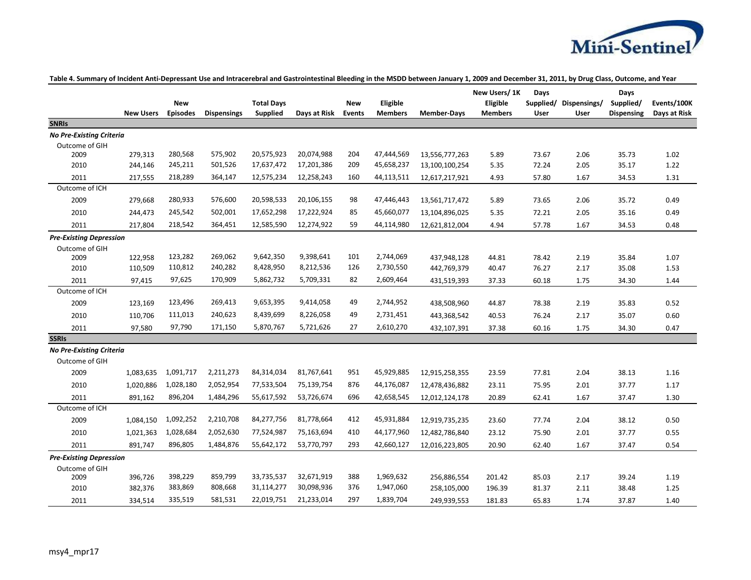**Table 4. Summary of Incident Anti-Depressant Use and Intracerebral and Gastrointestinal Bleeding in the MSDD between January 1, 2009 and December 31, 2011, by Drug Class, Outcome, and Year**

| | New Users | New Episodes | Dispensings | Total Days Supplied | Days at Risk | New Events | Eligible Members | Member-Days | New Users/ 1K Eligible Members | Days Supplied/ User | Dispensings/ User | Days Supplied/ Dispensing | Events/100K Days at Risk |
|---|---|---|---|---|---|---|---|---|---|---|---|---|---|
| **SNRIs** | | | | | | | | | | | | | |
| ***No Pre-Existing Criteria*** | | | | | | | | | | | | | |
| Outcome of GIH | | | | | | | | | | | | | |
| 2009 | 279,313 | 280,568 | 575,902 | 20,575,923 | 20,074,988 | 204 | 47,444,569 | 13,556,777,263 | 5.89 | 73.67 | 2.06 | 35.73 | 1.02 |
| 2010 | 244,146 | 245,211 | 501,526 | 17,637,472 | 17,201,386 | 209 | 45,658,237 | 13,100,100,254 | 5.35 | 72.24 | 2.05 | 35.17 | 1.22 |
| 2011 | 217,555 | 218,289 | 364,147 | 12,575,234 | 12,258,243 | 160 | 44,113,511 | 12,617,217,921 | 4.93 | 57.80 | 1.67 | 34.53 | 1.31 |
| Outcome of ICH | | | | | | | | | | | | | |
| 2009 | 279,668 | 280,933 | 576,600 | 20,598,533 | 20,106,155 | 98 | 47,446,443 | 13,561,717,472 | 5.89 | 73.65 | 2.06 | 35.72 | 0.49 |
| 2010 | 244,473 | 245,542 | 502,001 | 17,652,298 | 17,222,924 | 85 | 45,660,077 | 13,104,896,025 | 5.35 | 72.21 | 2.05 | 35.16 | 0.49 |
| 2011 | 217,804 | 218,542 | 364,451 | 12,585,590 | 12,274,922 | 59 | 44,114,980 | 12,621,812,004 | 4.94 | 57.78 | 1.67 | 34.53 | 0.48 |
| ***Pre-Existing Depression*** | | | | | | | | | | | | | |
| Outcome of GIH | | | | | | | | | | | | | |
| 2009 | 122,958 | 123,282 | 269,062 | 9,642,350 | 9,398,641 | 101 | 2,744,069 | 437,948,128 | 44.81 | 78.42 | 2.19 | 35.84 | 1.07 |
| 2010 | 110,509 | 110,812 | 240,282 | 8,428,950 | 8,212,536 | 126 | 2,730,550 | 442,769,379 | 40.47 | 76.27 | 2.17 | 35.08 | 1.53 |
| 2011 | 97,415 | 97,625 | 170,909 | 5,862,732 | 5,709,331 | 82 | 2,609,464 | 431,519,393 | 37.33 | 60.18 | 1.75 | 34.30 | 1.44 |
| Outcome of ICH | | | | | | | | | | | | | |
| 2009 | 123,169 | 123,496 | 269,413 | 9,653,395 | 9,414,058 | 49 | 2,744,952 | 438,508,960 | 44.87 | 78.38 | 2.19 | 35.83 | 0.52 |
| 2010 | 110,706 | 111,013 | 240,623 | 8,439,699 | 8,226,058 | 49 | 2,731,451 | 443,368,542 | 40.53 | 76.24 | 2.17 | 35.07 | 0.60 |
| 2011 | 97,580 | 97,790 | 171,150 | 5,870,767 | 5,721,626 | 27 | 2,610,270 | 432,107,391 | 37.38 | 60.16 | 1.75 | 34.30 | 0.47 |
| **SSRIs** | | | | | | | | | | | | | |
| ***No Pre-Existing Criteria*** | | | | | | | | | | | | | |
| Outcome of GIH | | | | | | | | | | | | | |
| 2009 | 1,083,635 | 1,091,717 | 2,211,273 | 84,314,034 | 81,767,641 | 951 | 45,929,885 | 12,915,258,355 | 23.59 | 77.81 | 2.04 | 38.13 | 1.16 |
| 2010 | 1,020,886 | 1,028,180 | 2,052,954 | 77,533,504 | 75,139,754 | 876 | 44,176,087 | 12,478,436,882 | 23.11 | 75.95 | 2.01 | 37.77 | 1.17 |
| 2011 | 891,162 | 896,204 | 1,484,296 | 55,617,592 | 53,726,674 | 696 | 42,658,545 | 12,012,124,178 | 20.89 | 62.41 | 1.67 | 37.47 | 1.30 |
| Outcome of ICH | | | | | | | | | | | | | |
| 2009 | 1,084,150 | 1,092,252 | 2,210,708 | 84,277,756 | 81,778,664 | 412 | 45,931,884 | 12,919,735,235 | 23.60 | 77.74 | 2.04 | 38.12 | 0.50 |
| 2010 | 1,021,363 | 1,028,684 | 2,052,630 | 77,524,987 | 75,163,694 | 410 | 44,177,960 | 12,482,786,840 | 23.12 | 75.90 | 2.01 | 37.77 | 0.55 |
| 2011 | 891,747 | 896,805 | 1,484,876 | 55,642,172 | 53,770,797 | 293 | 42,660,127 | 12,016,223,805 | 20.90 | 62.40 | 1.67 | 37.47 | 0.54 |
| ***Pre-Existing Depression*** | | | | | | | | | | | | | |
| Outcome of GIH | | | | | | | | | | | | | |
| 2009 | 396,726 | 398,229 | 859,799 | 33,735,537 | 32,671,919 | 388 | 1,969,632 | 256,886,554 | 201.42 | 85.03 | 2.17 | 39.24 | 1.19 |
| 2010 | 382,376 | 383,869 | 808,668 | 31,114,277 | 30,098,936 | 376 | 1,947,060 | 258,105,000 | 196.39 | 81.37 | 2.11 | 38.48 | 1.25 |
| 2011 | 334,514 | 335,519 | 581,531 | 22,019,751 | 21,233,014 | 297 | 1,839,704 | 249,939,553 | 181.83 | 65.83 | 1.74 | 37.87 | 1.40 |

msy4_mpr17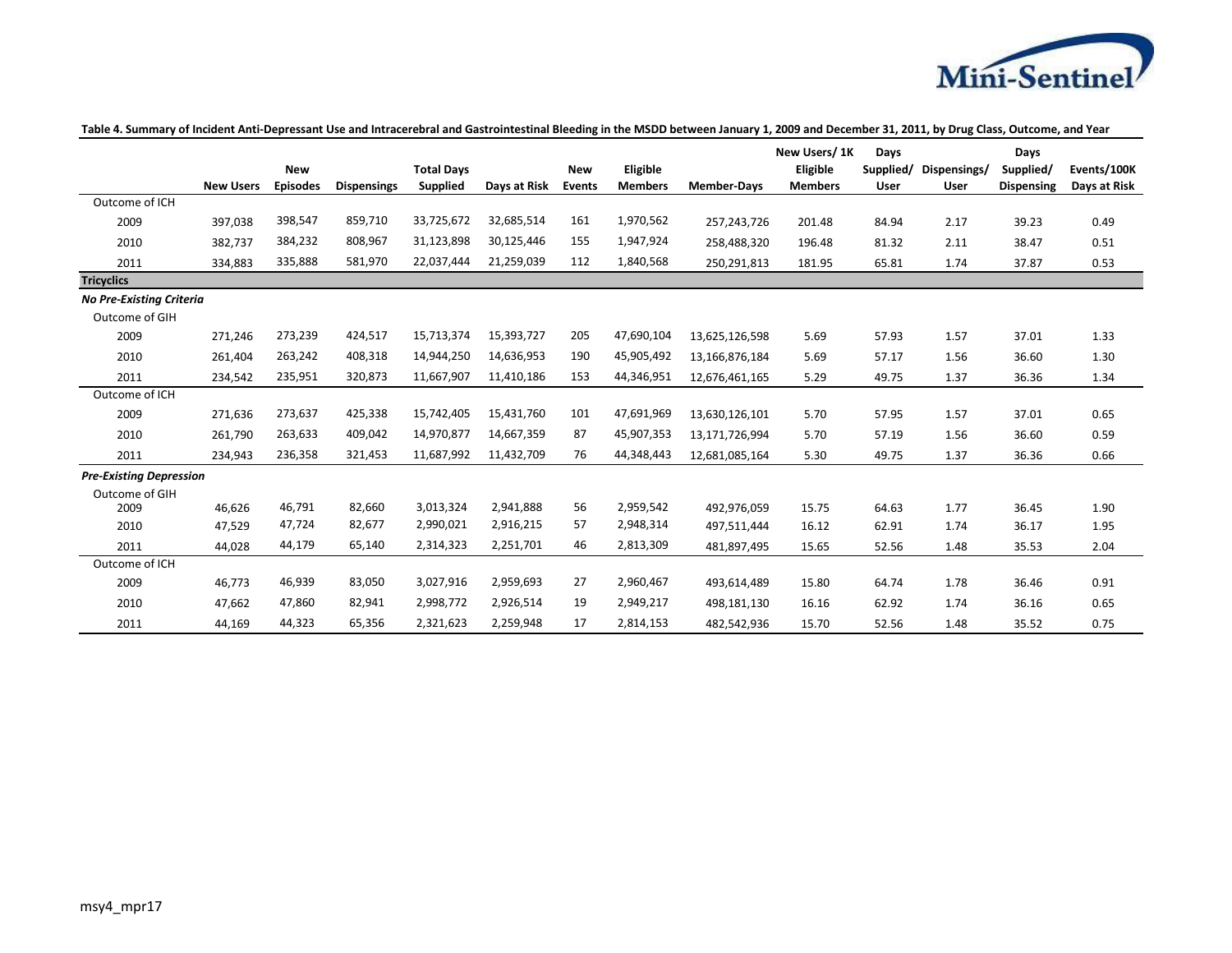**Table 4. Summary of Incident Anti-Depressant Use and Intracerebral and Gastrointestinal Bleeding in the MSDD between January 1, 2009 and December 31, 2011, by Drug Class, Outcome, and Year**

| | New Users | New Episodes | Dispensings | Total Days Supplied | Days at Risk | New Events | Eligible Members | Member-Days | New Users/ 1K Eligible Members | Days Supplied/ User | Dispensings/ User | Days Supplied/ Dispensing | Events/100K Days at Risk |
|---|---|---|---|---|---|---|---|---|---|---|---|---|---|
| Outcome of ICH | | | | | | | | | | | | | |
| 2009 | 397,038 | 398,547 | 859,710 | 33,725,672 | 32,685,514 | 161 | 1,970,562 | 257,243,726 | 201.48 | 84.94 | 2.17 | 39.23 | 0.49 |
| 2010 | 382,737 | 384,232 | 808,967 | 31,123,898 | 30,125,446 | 155 | 1,947,924 | 258,488,320 | 196.48 | 81.32 | 2.11 | 38.47 | 0.51 |
| 2011 | 334,883 | 335,888 | 581,970 | 22,037,444 | 21,259,039 | 112 | 1,840,568 | 250,291,813 | 181.95 | 65.81 | 1.74 | 37.87 | 0.53 |
| **Tricyclics** | | | | | | | | | | | | | |
| ***No Pre-Existing Criteria*** | | | | | | | | | | | | | |
| Outcome of GIH | | | | | | | | | | | | | |
| 2009 | 271,246 | 273,239 | 424,517 | 15,713,374 | 15,393,727 | 205 | 47,690,104 | 13,625,126,598 | 5.69 | 57.93 | 1.57 | 37.01 | 1.33 |
| 2010 | 261,404 | 263,242 | 408,318 | 14,944,250 | 14,636,953 | 190 | 45,905,492 | 13,166,876,184 | 5.69 | 57.17 | 1.56 | 36.60 | 1.30 |
| 2011 | 234,542 | 235,951 | 320,873 | 11,667,907 | 11,410,186 | 153 | 44,346,951 | 12,676,461,165 | 5.29 | 49.75 | 1.37 | 36.36 | 1.34 |
| Outcome of ICH | | | | | | | | | | | | | |
| 2009 | 271,636 | 273,637 | 425,338 | 15,742,405 | 15,431,760 | 101 | 47,691,969 | 13,630,126,101 | 5.70 | 57.95 | 1.57 | 37.01 | 0.65 |
| 2010 | 261,790 | 263,633 | 409,042 | 14,970,877 | 14,667,359 | 87 | 45,907,353 | 13,171,726,994 | 5.70 | 57.19 | 1.56 | 36.60 | 0.59 |
| 2011 | 234,943 | 236,358 | 321,453 | 11,687,992 | 11,432,709 | 76 | 44,348,443 | 12,681,085,164 | 5.30 | 49.75 | 1.37 | 36.36 | 0.66 |
| ***Pre-Existing Depression*** | | | | | | | | | | | | | |
| Outcome of GIH | | | | | | | | | | | | | |
| 2009 | 46,626 | 46,791 | 82,660 | 3,013,324 | 2,941,888 | 56 | 2,959,542 | 492,976,059 | 15.75 | 64.63 | 1.77 | 36.45 | 1.90 |
| 2010 | 47,529 | 47,724 | 82,677 | 2,990,021 | 2,916,215 | 57 | 2,948,314 | 497,511,444 | 16.12 | 62.91 | 1.74 | 36.17 | 1.95 |
| 2011 | 44,028 | 44,179 | 65,140 | 2,314,323 | 2,251,701 | 46 | 2,813,309 | 481,897,495 | 15.65 | 52.56 | 1.48 | 35.53 | 2.04 |
| Outcome of ICH | | | | | | | | | | | | | |
| 2009 | 46,773 | 46,939 | 83,050 | 3,027,916 | 2,959,693 | 27 | 2,960,467 | 493,614,489 | 15.80 | 64.74 | 1.78 | 36.46 | 0.91 |
| 2010 | 47,662 | 47,860 | 82,941 | 2,998,772 | 2,926,514 | 19 | 2,949,217 | 498,181,130 | 16.16 | 62.92 | 1.74 | 36.16 | 0.65 |
| 2011 | 44,169 | 44,323 | 65,356 | 2,321,623 | 2,259,948 | 17 | 2,814,153 | 482,542,936 | 15.70 | 52.56 | 1.48 | 35.52 | 0.75 |